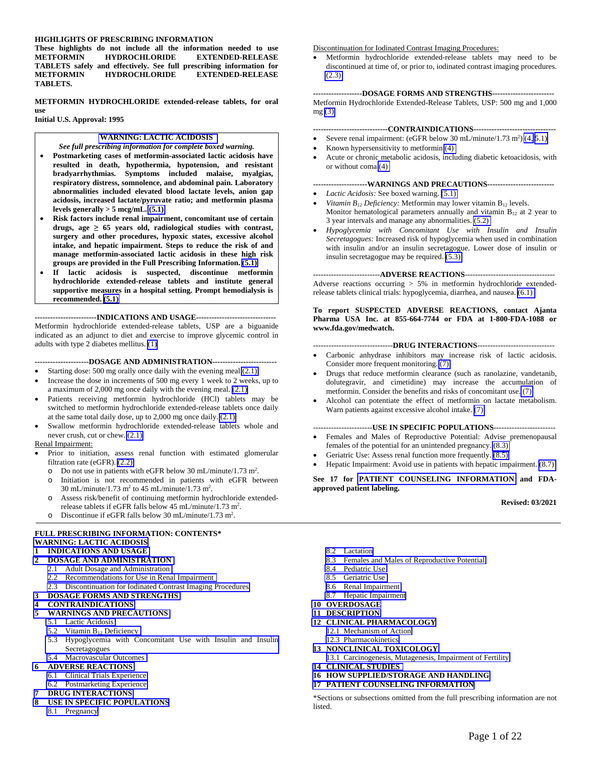**HIGHLIGHTS OF PRESCRIBING INFORMATION**

**These highlights do not include all the information needed to use METFORMIN HYDROCHLORIDE EXTENDED-RELEASE TABLETS safely and effectively. See full prescribing information for METFORMIN HYDROCHLORIDE EXTENDED-RELEASE TABLETS.**

**METFORMIN HYDROCHLORIDE extended-release tablets, for oral use**

**Initial U.S. Approval: 1995**

**WARNING: LACTIC ACIDOSIS**

***See full prescribing information for complete boxed warning.***

- **Postmarketing cases of metformin-associated lactic acidosis have resulted in death, hypothermia, hypotension, and resistant bradyarrhythmias. Symptoms included malaise, myalgias, respiratory distress, somnolence, and abdominal pain. Laboratory abnormalities included elevated blood lactate levels, anion gap acidosis, increased lactate/pyruvate ratio; and metformin plasma levels generally > 5 mcg/mL. (5.1)**
- **Risk factors include renal impairment, concomitant use of certain drugs, age ≥ 65 years old, radiological studies with contrast, surgery and other procedures, hypoxic states, excessive alcohol intake, and hepatic impairment. Steps to reduce the risk of and manage metformin-associated lactic acidosis in these high risk groups are provided in the Full Prescribing Information. (5.1)**
- **If lactic acidosis is suspected, discontinue metformin hydrochloride extended-release tablets and institute general supportive measures in a hospital setting. Prompt hemodialysis is recommended. (5.1)**

**INDICATIONS AND USAGE**

Metformin hydrochloride extended-release tablets, USP are a biguanide indicated as an adjunct to diet and exercise to improve glycemic control in adults with type 2 diabetes mellitus. (1)

**DOSAGE AND ADMINISTRATION**

- Starting dose: 500 mg orally once daily with the evening meal (2.1)
- Increase the dose in increments of 500 mg every 1 week to 2 weeks, up to a maximum of 2,000 mg once daily with the evening meal. (2.1)
- Patients receiving metformin hydrochloride (HCl) tablets may be switched to metformin hydrochloride extended-release tablets once daily at the same total daily dose, up to 2,000 mg once daily. (2.1)
- Swallow metformin hydrochloride extended-release tablets whole and never crush, cut or chew. (2.1)

Renal Impairment:

- Prior to initiation, assess renal function with estimated glomerular filtration rate (eGFR). (2.2)
  - Do not use in patients with eGFR below 30 mL/minute/1.73 $m^2$.
  - Initiation is not recommended in patients with eGFR between 30 mL/minute/1.73 $m^2$ to 45 mL/minute/1.73 $m^2$.
  - Assess risk/benefit of continuing metformin hydrochloride extended-release tablets if eGFR falls below 45 mL/minute/1.73 $m^2$.
  - Discontinue if eGFR falls below 30 mL/minute/1.73 $m^2$.

Discontinuation for Iodinated Contrast Imaging Procedures:

- Metformin hydrochloride extended-release tablets may need to be discontinued at time of, or prior to, iodinated contrast imaging procedures. (2.3)

**DOSAGE FORMS AND STRENGTHS**

Metformin Hydrochloride Extended-Release Tablets, USP: 500 mg and 1,000 mg (3)

**CONTRAINDICATIONS**

- Severe renal impairment: (eGFR below 30 mL/minute/1.73 $m^2$) (4, 5.1)
- Known hypersensitivity to metformin (4)
- Acute or chronic metabolic acidosis, including diabetic ketoacidosis, with or without coma (4)

**WARNINGS AND PRECAUTIONS**

- *Lactic Acidosis:* See boxed warning. (5.1)
- *Vitamin $B_{12}$ Deficiency:* Metformin may lower vitamin $B_{12}$ levels. Monitor hematological parameters annually and vitamin $B_{12}$ at 2 year to 3 year intervals and manage any abnormalities. (5.2)
- *Hypoglycemia with Concomitant Use with Insulin and Insulin Secretagogues:* Increased risk of hypoglycemia when used in combination with insulin and/or an insulin secretagogue. Lower dose of insulin or insulin secretagogue may be required. (5.3)

**ADVERSE REACTIONS**

Adverse reactions occurring > 5% in metformin hydrochloride extended-release tablets clinical trials: hypoglycemia, diarrhea, and nausea. (6.1)

**To report SUSPECTED ADVERSE REACTIONS, contact Ajanta Pharma USA Inc. at 855-664-7744 or FDA at 1-800-FDA-1088 or www.fda.gov/medwatch.**

**DRUG INTERACTIONS**

- Carbonic anhydrase inhibitors may increase risk of lactic acidosis. Consider more frequent monitoring. (7)
- Drugs that reduce metformin clearance (such as ranolazine, vandetanib, dolutegravir, and cimetidine) may increase the accumulation of metformin. Consider the benefits and risks of concomitant use. (7)
- Alcohol can potentiate the effect of metformin on lactate metabolism. Warn patients against excessive alcohol intake. (7)

**USE IN SPECIFIC POPULATIONS**

- Females and Males of Reproductive Potential: Advise premenopausal females of the potential for an unintended pregnancy. (8.3)
- Geriatric Use: Assess renal function more frequently. (8.5)
- Hepatic Impairment: Avoid use in patients with hepatic impairment. (8.7)

**See 17 for PATIENT COUNSELING INFORMATION and FDA-approved patient labeling.**

**Revised: 03/2021**

**FULL PRESCRIBING INFORMATION: CONTENTS***

**WARNING: LACTIC ACIDOSIS**

**1 INDICATIONS AND USAGE**

**2 DOSAGE AND ADMINISTRATION**

- 2.1 Adult Dosage and Administration
- 2.2 Recommendations for Use in Renal Impairment
- 2.3 Discontinuation for Iodinated Contrast Imaging Procedures

**3 DOSAGE FORMS AND STRENGTHS**

**4 CONTRAINDICATIONS**

**5 WARNINGS AND PRECAUTIONS**

- 5.1 Lactic Acidosis
- 5.2 Vitamin $B_{12}$ Deficiency
- 5.3 Hypoglycemia with Concomitant Use with Insulin and Insulin Secretagogues
- 5.4 Macrovascular Outcomes

**6 ADVERSE REACTIONS**

- 6.1 Clinical Trials Experience
- 6.2 Postmarketing Experience

**7 DRUG INTERACTIONS**

**8 USE IN SPECIFIC POPULATIONS**

- 8.1 Pregnancy
- 8.2 Lactation
- 8.3 Females and Males of Reproductive Potential
- 8.4 Pediatric Use
- 8.5 Geriatric Use
- 8.6 Renal Impairment
- 8.7 Hepatic Impairment

**10 OVERDOSAGE**

**11 DESCRIPTION**

**12 CLINICAL PHARMACOLOGY**

- 12.1 Mechanism of Action
- 12.3 Pharmacokinetics

**13 NONCLINICAL TOXICOLOGY**

- 13.1 Carcinogenesis, Mutagenesis, Impairment of Fertility

**14 CLINICAL STUDIES**

**16 HOW SUPPLIED/STORAGE AND HANDLING**

**17 PATIENT COUNSELING INFORMATION**

*Sections or subsections omitted from the full prescribing information are not listed.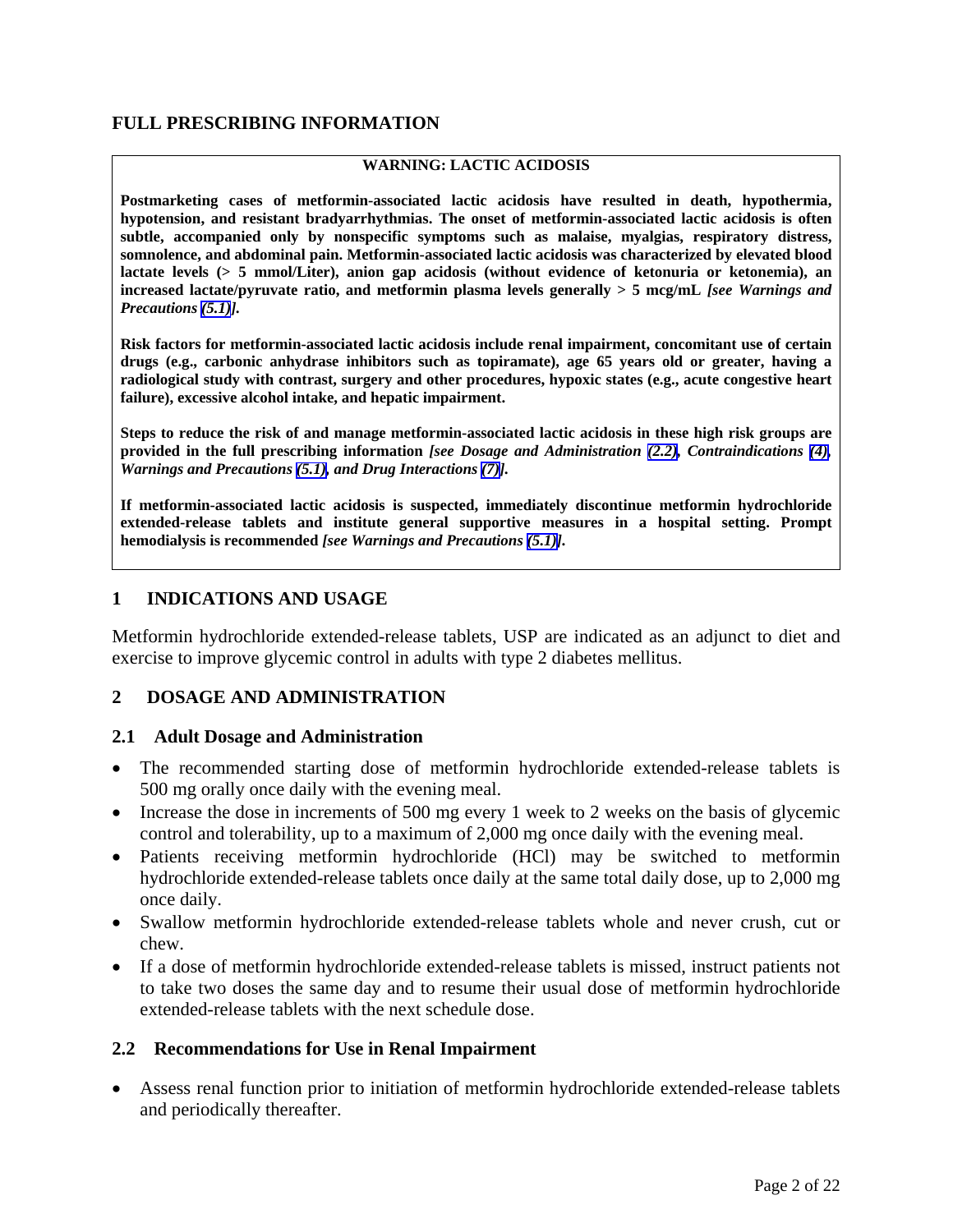# FULL PRESCRIBING INFORMATION

**WARNING: LACTIC ACIDOSIS**

**Postmarketing cases of metformin-associated lactic acidosis have resulted in death, hypothermia, hypotension, and resistant bradyarrhythmias. The onset of metformin-associated lactic acidosis is often subtle, accompanied only by nonspecific symptoms such as malaise, myalgias, respiratory distress, somnolence, and abdominal pain. Metformin-associated lactic acidosis was characterized by elevated blood lactate levels (> 5 mmol/Liter), anion gap acidosis (without evidence of ketonuria or ketonemia), an increased lactate/pyruvate ratio, and metformin plasma levels generally > 5 mcg/mL *[see Warnings and Precautions (5.1)]*.**

**Risk factors for metformin-associated lactic acidosis include renal impairment, concomitant use of certain drugs (e.g., carbonic anhydrase inhibitors such as topiramate), age 65 years old or greater, having a radiological study with contrast, surgery and other procedures, hypoxic states (e.g., acute congestive heart failure), excessive alcohol intake, and hepatic impairment.**

**Steps to reduce the risk of and manage metformin-associated lactic acidosis in these high risk groups are provided in the full prescribing information *[see Dosage and Administration (2.2), Contraindications (4), Warnings and Precautions (5.1), and Drug Interactions (7)]*.**

**If metformin-associated lactic acidosis is suspected, immediately discontinue metformin hydrochloride extended-release tablets and institute general supportive measures in a hospital setting. Prompt hemodialysis is recommended *[see Warnings and Precautions (5.1)]*.**

## 1 INDICATIONS AND USAGE

Metformin hydrochloride extended-release tablets, USP are indicated as an adjunct to diet and exercise to improve glycemic control in adults with type 2 diabetes mellitus.

## 2 DOSAGE AND ADMINISTRATION

### 2.1 Adult Dosage and Administration

- The recommended starting dose of metformin hydrochloride extended-release tablets is 500 mg orally once daily with the evening meal.
- Increase the dose in increments of 500 mg every 1 week to 2 weeks on the basis of glycemic control and tolerability, up to a maximum of 2,000 mg once daily with the evening meal.
- Patients receiving metformin hydrochloride (HCl) may be switched to metformin hydrochloride extended-release tablets once daily at the same total daily dose, up to 2,000 mg once daily.
- Swallow metformin hydrochloride extended-release tablets whole and never crush, cut or chew.
- If a dose of metformin hydrochloride extended-release tablets is missed, instruct patients not to take two doses the same day and to resume their usual dose of metformin hydrochloride extended-release tablets with the next schedule dose.

### 2.2 Recommendations for Use in Renal Impairment

- Assess renal function prior to initiation of metformin hydrochloride extended-release tablets and periodically thereafter.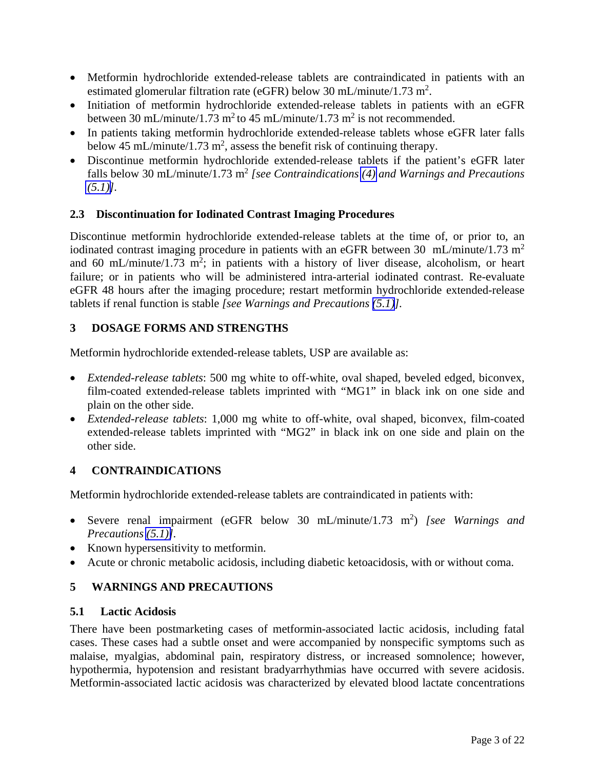- Metformin hydrochloride extended-release tablets are contraindicated in patients with an estimated glomerular filtration rate (eGFR) below 30 mL/minute/1.73 $m^2$.
- Initiation of metformin hydrochloride extended-release tablets in patients with an eGFR between 30 mL/minute/1.73 $m^2$ to 45 mL/minute/1.73 $m^2$ is not recommended.
- In patients taking metformin hydrochloride extended-release tablets whose eGFR later falls below 45 mL/minute/1.73 $m^2$, assess the benefit risk of continuing therapy.
- Discontinue metformin hydrochloride extended-release tablets if the patient's eGFR later falls below 30 mL/minute/1.73 $m^2$ *[see Contraindications (4) and Warnings and Precautions (5.1)]*.

### 2.3 Discontinuation for Iodinated Contrast Imaging Procedures

Discontinue metformin hydrochloride extended-release tablets at the time of, or prior to, an iodinated contrast imaging procedure in patients with an eGFR between 30 mL/minute/1.73 $m^2$ and 60 mL/minute/1.73 $m^2$; in patients with a history of liver disease, alcoholism, or heart failure; or in patients who will be administered intra-arterial iodinated contrast. Re-evaluate eGFR 48 hours after the imaging procedure; restart metformin hydrochloride extended-release tablets if renal function is stable *[see Warnings and Precautions (5.1)]*.

## 3 DOSAGE FORMS AND STRENGTHS

Metformin hydrochloride extended-release tablets, USP are available as:

- *Extended-release tablets*: 500 mg white to off-white, oval shaped, beveled edged, biconvex, film-coated extended-release tablets imprinted with "MG1" in black ink on one side and plain on the other side.
- *Extended-release tablets*: 1,000 mg white to off-white, oval shaped, biconvex, film-coated extended-release tablets imprinted with "MG2" in black ink on one side and plain on the other side.

## 4 CONTRAINDICATIONS

Metformin hydrochloride extended-release tablets are contraindicated in patients with:

- Severe renal impairment (eGFR below 30 mL/minute/1.73 $m^2$) *[see Warnings and Precautions (5.1)]*.
- Known hypersensitivity to metformin.
- Acute or chronic metabolic acidosis, including diabetic ketoacidosis, with or without coma.

## 5 WARNINGS AND PRECAUTIONS

### 5.1 Lactic Acidosis

There have been postmarketing cases of metformin-associated lactic acidosis, including fatal cases. These cases had a subtle onset and were accompanied by nonspecific symptoms such as malaise, myalgias, abdominal pain, respiratory distress, or increased somnolence; however, hypothermia, hypotension and resistant bradyarrhythmias have occurred with severe acidosis. Metformin-associated lactic acidosis was characterized by elevated blood lactate concentrations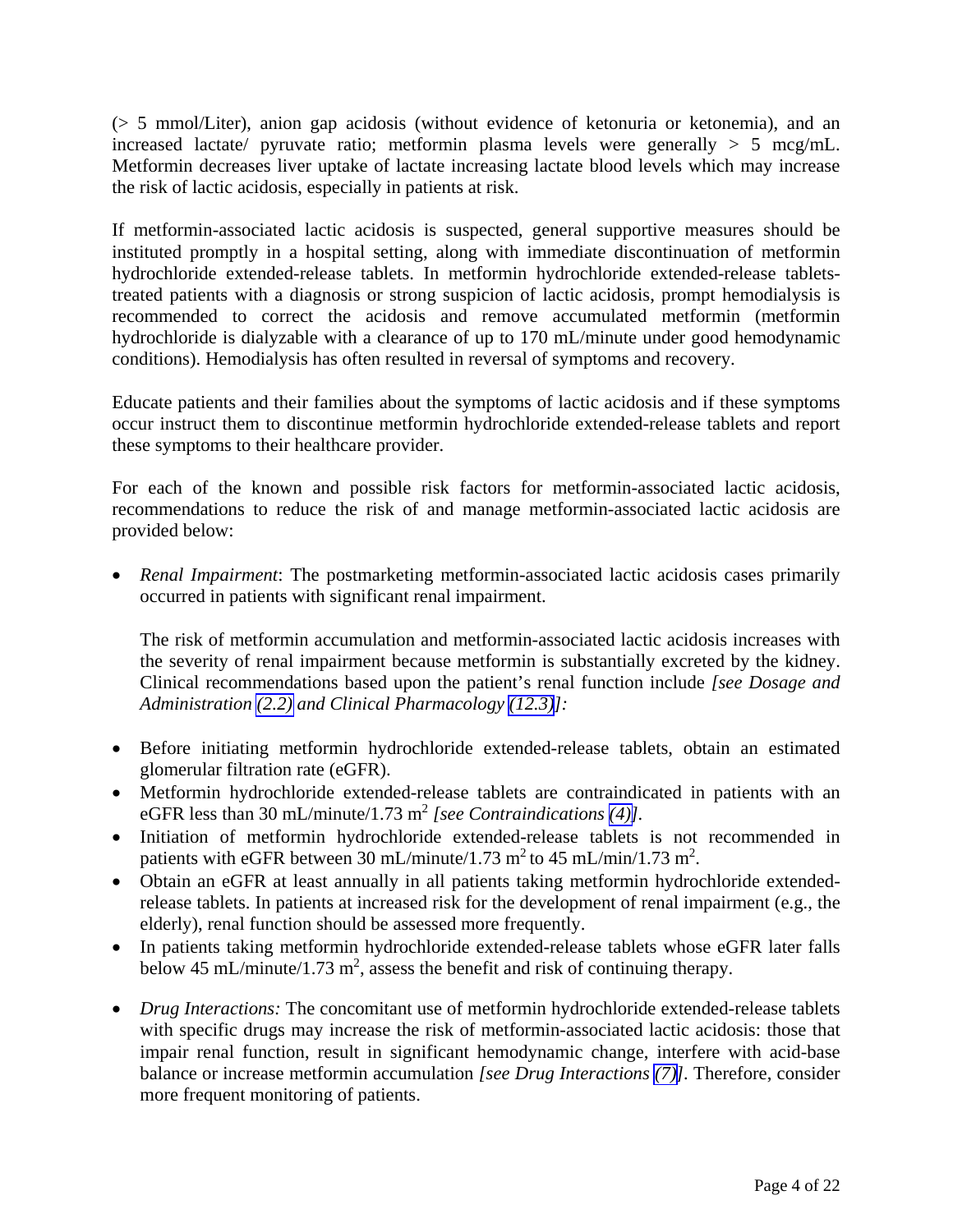(> 5 mmol/Liter), anion gap acidosis (without evidence of ketonuria or ketonemia), and an increased lactate/ pyruvate ratio; metformin plasma levels were generally > 5 mcg/mL. Metformin decreases liver uptake of lactate increasing lactate blood levels which may increase the risk of lactic acidosis, especially in patients at risk.

If metformin-associated lactic acidosis is suspected, general supportive measures should be instituted promptly in a hospital setting, along with immediate discontinuation of metformin hydrochloride extended-release tablets. In metformin hydrochloride extended-release tablets-treated patients with a diagnosis or strong suspicion of lactic acidosis, prompt hemodialysis is recommended to correct the acidosis and remove accumulated metformin (metformin hydrochloride is dialyzable with a clearance of up to 170 mL/minute under good hemodynamic conditions). Hemodialysis has often resulted in reversal of symptoms and recovery.

Educate patients and their families about the symptoms of lactic acidosis and if these symptoms occur instruct them to discontinue metformin hydrochloride extended-release tablets and report these symptoms to their healthcare provider.

For each of the known and possible risk factors for metformin-associated lactic acidosis, recommendations to reduce the risk of and manage metformin-associated lactic acidosis are provided below:

- *Renal Impairment*: The postmarketing metformin-associated lactic acidosis cases primarily occurred in patients with significant renal impairment.

  The risk of metformin accumulation and metformin-associated lactic acidosis increases with the severity of renal impairment because metformin is substantially excreted by the kidney. Clinical recommendations based upon the patient's renal function include *[see Dosage and Administration (2.2) and Clinical Pharmacology (12.3)]:*

- Before initiating metformin hydrochloride extended-release tablets, obtain an estimated glomerular filtration rate (eGFR).
- Metformin hydrochloride extended-release tablets are contraindicated in patients with an eGFR less than 30 mL/minute/1.73 $m^2$ *[see Contraindications (4)]*.
- Initiation of metformin hydrochloride extended-release tablets is not recommended in patients with eGFR between 30 mL/minute/1.73 $m^2$ to 45 mL/min/1.73 $m^2$.
- Obtain an eGFR at least annually in all patients taking metformin hydrochloride extended-release tablets. In patients at increased risk for the development of renal impairment (e.g., the elderly), renal function should be assessed more frequently.
- In patients taking metformin hydrochloride extended-release tablets whose eGFR later falls below 45 mL/minute/1.73 $m^2$, assess the benefit and risk of continuing therapy.

- *Drug Interactions:* The concomitant use of metformin hydrochloride extended-release tablets with specific drugs may increase the risk of metformin-associated lactic acidosis: those that impair renal function, result in significant hemodynamic change, interfere with acid-base balance or increase metformin accumulation *[see Drug Interactions (7)]*. Therefore, consider more frequent monitoring of patients.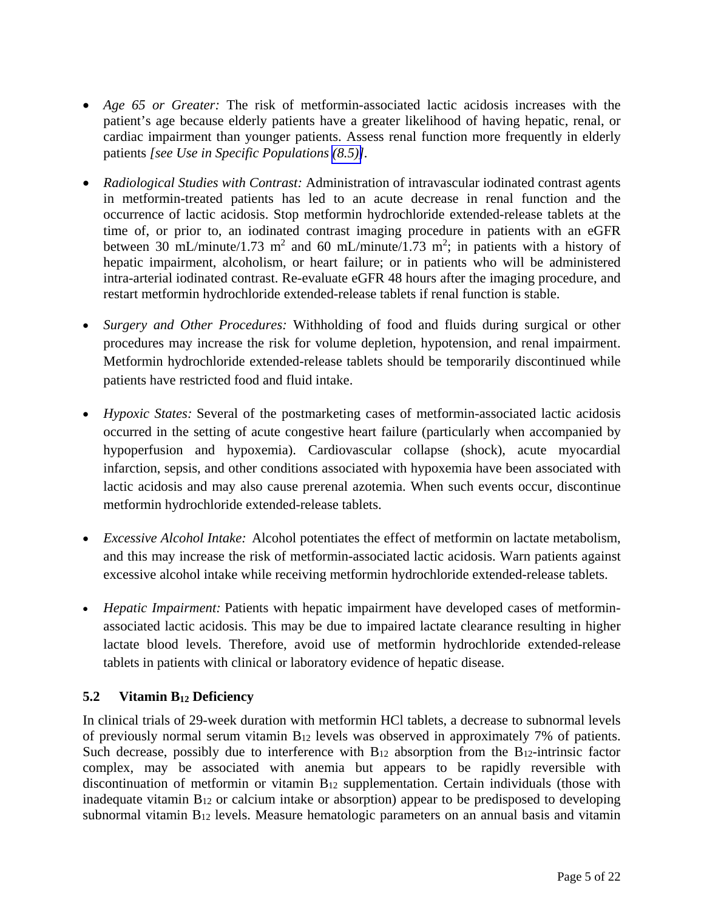- *Age 65 or Greater:* The risk of metformin-associated lactic acidosis increases with the patient's age because elderly patients have a greater likelihood of having hepatic, renal, or cardiac impairment than younger patients. Assess renal function more frequently in elderly patients *[see Use in Specific Populations (8.5)]*.

- *Radiological Studies with Contrast:* Administration of intravascular iodinated contrast agents in metformin-treated patients has led to an acute decrease in renal function and the occurrence of lactic acidosis. Stop metformin hydrochloride extended-release tablets at the time of, or prior to, an iodinated contrast imaging procedure in patients with an eGFR between 30 mL/minute/1.73 $m^2$ and 60 mL/minute/1.73 $m^2$; in patients with a history of hepatic impairment, alcoholism, or heart failure; or in patients who will be administered intra-arterial iodinated contrast. Re-evaluate eGFR 48 hours after the imaging procedure, and restart metformin hydrochloride extended-release tablets if renal function is stable.

- *Surgery and Other Procedures:* Withholding of food and fluids during surgical or other procedures may increase the risk for volume depletion, hypotension, and renal impairment. Metformin hydrochloride extended-release tablets should be temporarily discontinued while patients have restricted food and fluid intake.

- *Hypoxic States:* Several of the postmarketing cases of metformin-associated lactic acidosis occurred in the setting of acute congestive heart failure (particularly when accompanied by hypoperfusion and hypoxemia). Cardiovascular collapse (shock), acute myocardial infarction, sepsis, and other conditions associated with hypoxemia have been associated with lactic acidosis and may also cause prerenal azotemia. When such events occur, discontinue metformin hydrochloride extended-release tablets.

- *Excessive Alcohol Intake:* Alcohol potentiates the effect of metformin on lactate metabolism, and this may increase the risk of metformin-associated lactic acidosis. Warn patients against excessive alcohol intake while receiving metformin hydrochloride extended-release tablets.

- *Hepatic Impairment:* Patients with hepatic impairment have developed cases of metformin-associated lactic acidosis. This may be due to impaired lactate clearance resulting in higher lactate blood levels. Therefore, avoid use of metformin hydrochloride extended-release tablets in patients with clinical or laboratory evidence of hepatic disease.

### 5.2 Vitamin $B_{12}$ Deficiency

In clinical trials of 29-week duration with metformin HCl tablets, a decrease to subnormal levels of previously normal serum vitamin $B_{12}$ levels was observed in approximately 7% of patients. Such decrease, possibly due to interference with $B_{12}$ absorption from the $B_{12}$-intrinsic factor complex, may be associated with anemia but appears to be rapidly reversible with discontinuation of metformin or vitamin $B_{12}$ supplementation. Certain individuals (those with inadequate vitamin $B_{12}$ or calcium intake or absorption) appear to be predisposed to developing subnormal vitamin $B_{12}$ levels. Measure hematologic parameters on an annual basis and vitamin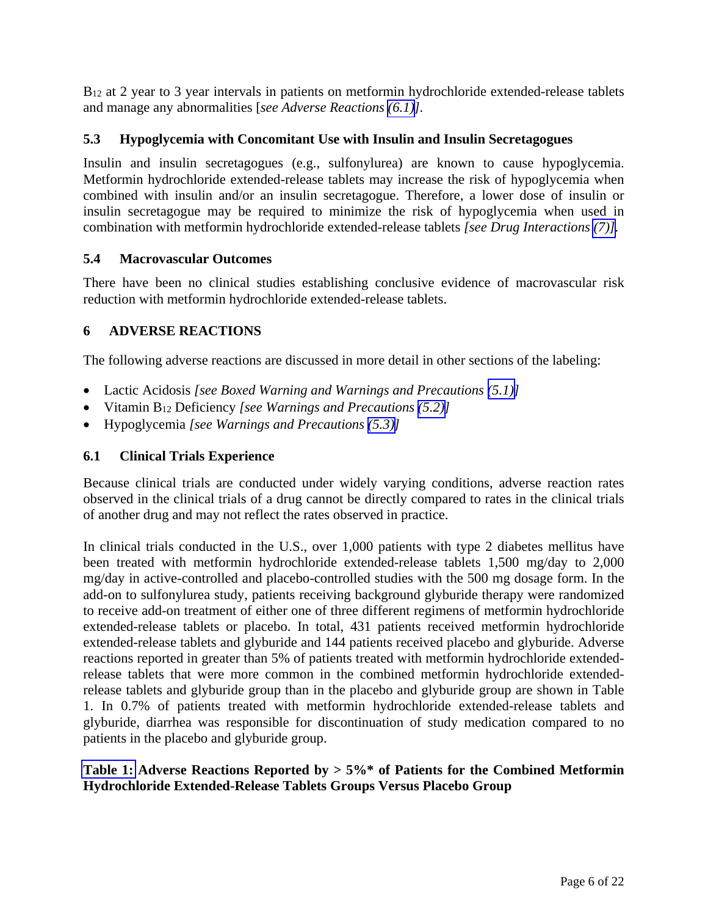$B_{12}$ at 2 year to 3 year intervals in patients on metformin hydrochloride extended-release tablets and manage any abnormalities [*see Adverse Reactions (6.1)*].

### 5.3 Hypoglycemia with Concomitant Use with Insulin and Insulin Secretagogues

Insulin and insulin secretagogues (e.g., sulfonylurea) are known to cause hypoglycemia. Metformin hydrochloride extended-release tablets may increase the risk of hypoglycemia when combined with insulin and/or an insulin secretagogue. Therefore, a lower dose of insulin or insulin secretagogue may be required to minimize the risk of hypoglycemia when used in combination with metformin hydrochloride extended-release tablets *[see Drug Interactions (7)]*.

### 5.4 Macrovascular Outcomes

There have been no clinical studies establishing conclusive evidence of macrovascular risk reduction with metformin hydrochloride extended-release tablets.

## 6 ADVERSE REACTIONS

The following adverse reactions are discussed in more detail in other sections of the labeling:

- Lactic Acidosis *[see Boxed Warning and Warnings and Precautions (5.1)]*
- Vitamin $B_{12}$ Deficiency *[see Warnings and Precautions (5.2)]*
- Hypoglycemia *[see Warnings and Precautions (5.3)]*

### 6.1 Clinical Trials Experience

Because clinical trials are conducted under widely varying conditions, adverse reaction rates observed in the clinical trials of a drug cannot be directly compared to rates in the clinical trials of another drug and may not reflect the rates observed in practice.

In clinical trials conducted in the U.S., over 1,000 patients with type 2 diabetes mellitus have been treated with metformin hydrochloride extended-release tablets 1,500 mg/day to 2,000 mg/day in active-controlled and placebo-controlled studies with the 500 mg dosage form. In the add-on to sulfonylurea study, patients receiving background glyburide therapy were randomized to receive add-on treatment of either one of three different regimens of metformin hydrochloride extended-release tablets or placebo. In total, 431 patients received metformin hydrochloride extended-release tablets and glyburide and 144 patients received placebo and glyburide. Adverse reactions reported in greater than 5% of patients treated with metformin hydrochloride extended-release tablets that were more common in the combined metformin hydrochloride extended-release tablets and glyburide group than in the placebo and glyburide group are shown in Table 1. In 0.7% of patients treated with metformin hydrochloride extended-release tablets and glyburide, diarrhea was responsible for discontinuation of study medication compared to no patients in the placebo and glyburide group.

**Table 1: Adverse Reactions Reported by > 5%* of Patients for the Combined Metformin Hydrochloride Extended-Release Tablets Groups Versus Placebo Group**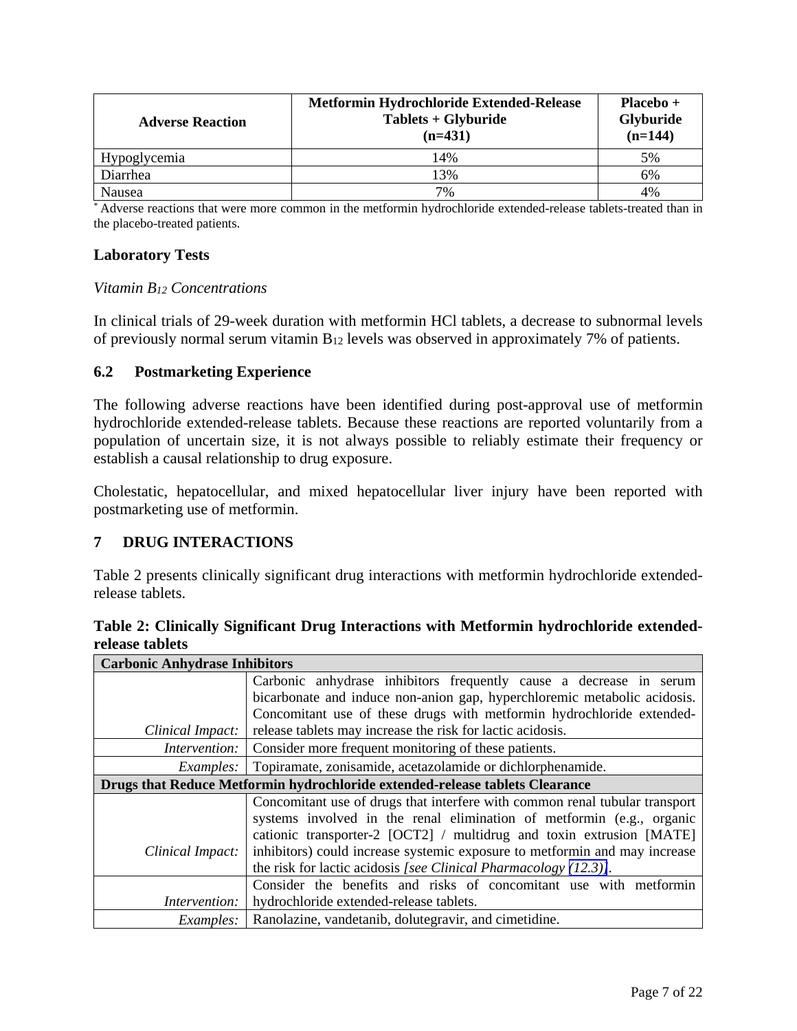| Adverse Reaction | Metformin Hydrochloride Extended-Release Tablets + Glyburide (n=431) | Placebo + Glyburide (n=144) |
|---|---|---|
| Hypoglycemia | 14% | 5% |
| Diarrhea | 13% | 6% |
| Nausea | 7% | 4% |

* Adverse reactions that were more common in the metformin hydrochloride extended-release tablets-treated than in the placebo-treated patients.

**Laboratory Tests**

*Vitamin $B_{12}$ Concentrations*

In clinical trials of 29-week duration with metformin HCl tablets, a decrease to subnormal levels of previously normal serum vitamin $B_{12}$ levels was observed in approximately 7% of patients.

### 6.2 Postmarketing Experience

The following adverse reactions have been identified during post-approval use of metformin hydrochloride extended-release tablets. Because these reactions are reported voluntarily from a population of uncertain size, it is not always possible to reliably estimate their frequency or establish a causal relationship to drug exposure.

Cholestatic, hepatocellular, and mixed hepatocellular liver injury have been reported with postmarketing use of metformin.

## 7 DRUG INTERACTIONS

Table 2 presents clinically significant drug interactions with metformin hydrochloride extended-release tablets.

**Table 2: Clinically Significant Drug Interactions with Metformin hydrochloride extended-release tablets**

| **Carbonic Anhydrase Inhibitors** | |
|---|---|
| *Clinical Impact:* | Carbonic anhydrase inhibitors frequently cause a decrease in serum bicarbonate and induce non-anion gap, hyperchloremic metabolic acidosis. Concomitant use of these drugs with metformin hydrochloride extended-release tablets may increase the risk for lactic acidosis. |
| *Intervention:* | Consider more frequent monitoring of these patients. |
| *Examples:* | Topiramate, zonisamide, acetazolamide or dichlorphenamide. |
| **Drugs that Reduce Metformin hydrochloride extended-release tablets Clearance** | |
| *Clinical Impact:* | Concomitant use of drugs that interfere with common renal tubular transport systems involved in the renal elimination of metformin (e.g., organic cationic transporter-2 [OCT2] / multidrug and toxin extrusion [MATE] inhibitors) could increase systemic exposure to metformin and may increase the risk for lactic acidosis *[see Clinical Pharmacology (12.3)]*. |
| *Intervention:* | Consider the benefits and risks of concomitant use with metformin hydrochloride extended-release tablets. |
| *Examples:* | Ranolazine, vandetanib, dolutegravir, and cimetidine. |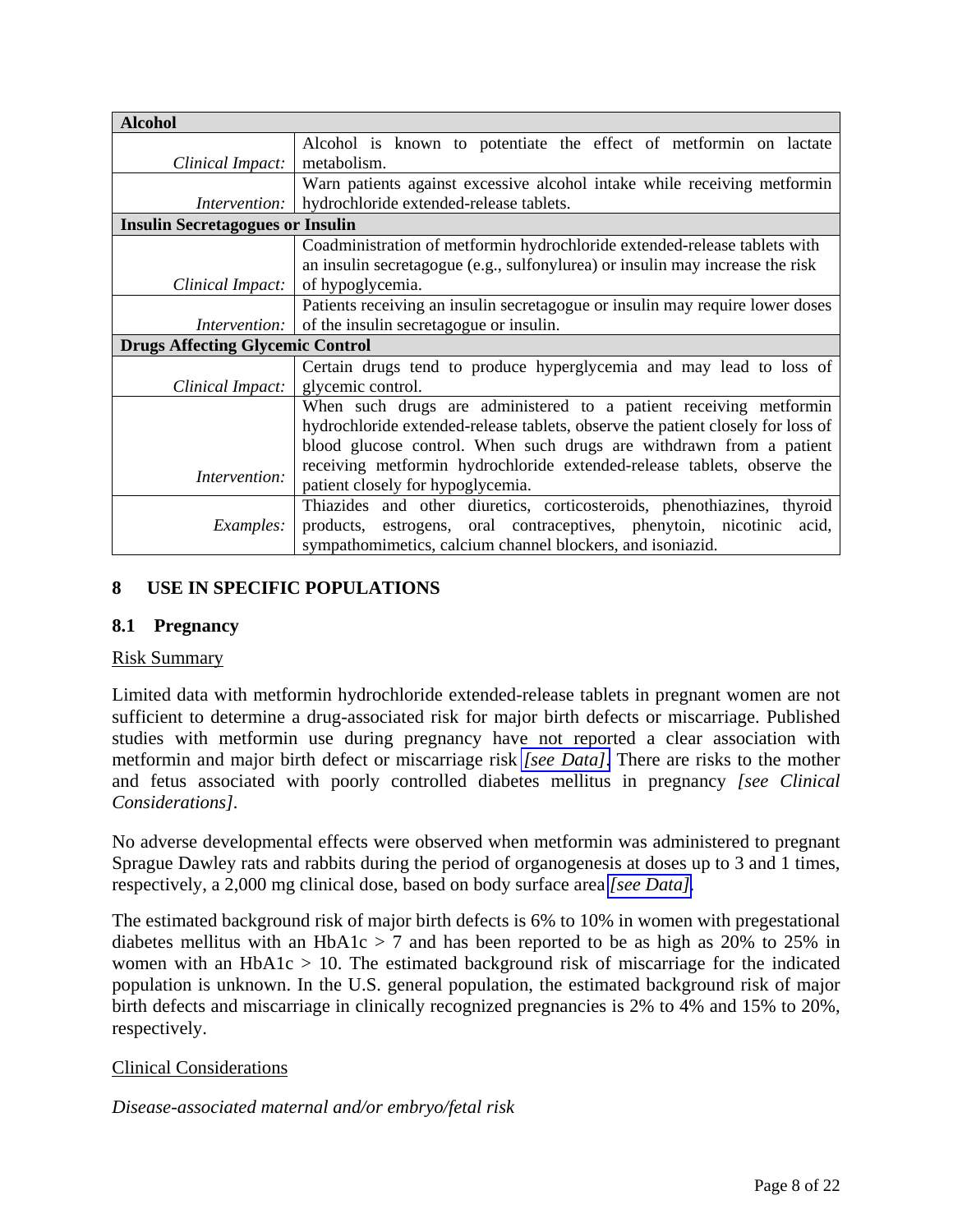| **Alcohol** | |
|---|---|
| *Clinical Impact:* | Alcohol is known to potentiate the effect of metformin on lactate metabolism. |
| *Intervention:* | Warn patients against excessive alcohol intake while receiving metformin hydrochloride extended-release tablets. |
| **Insulin Secretagogues or Insulin** | |
| *Clinical Impact:* | Coadministration of metformin hydrochloride extended-release tablets with an insulin secretagogue (e.g., sulfonylurea) or insulin may increase the risk of hypoglycemia. |
| *Intervention:* | Patients receiving an insulin secretagogue or insulin may require lower doses of the insulin secretagogue or insulin. |
| **Drugs Affecting Glycemic Control** | |
| *Clinical Impact:* | Certain drugs tend to produce hyperglycemia and may lead to loss of glycemic control. |
| *Intervention:* | When such drugs are administered to a patient receiving metformin hydrochloride extended-release tablets, observe the patient closely for loss of blood glucose control. When such drugs are withdrawn from a patient receiving metformin hydrochloride extended-release tablets, observe the patient closely for hypoglycemia. |
| *Examples:* | Thiazides and other diuretics, corticosteroids, phenothiazines, thyroid products, estrogens, oral contraceptives, phenytoin, nicotinic acid, sympathomimetics, calcium channel blockers, and isoniazid. |

## 8 USE IN SPECIFIC POPULATIONS

### 8.1 Pregnancy

Risk Summary

Limited data with metformin hydrochloride extended-release tablets in pregnant women are not sufficient to determine a drug-associated risk for major birth defects or miscarriage. Published studies with metformin use during pregnancy have not reported a clear association with metformin and major birth defect or miscarriage risk *[see Data]*. There are risks to the mother and fetus associated with poorly controlled diabetes mellitus in pregnancy *[see Clinical Considerations]*.

No adverse developmental effects were observed when metformin was administered to pregnant Sprague Dawley rats and rabbits during the period of organogenesis at doses up to 3 and 1 times, respectively, a 2,000 mg clinical dose, based on body surface area *[see Data]*.

The estimated background risk of major birth defects is 6% to 10% in women with pregestational diabetes mellitus with an HbA1c > 7 and has been reported to be as high as 20% to 25% in women with an HbA1c > 10. The estimated background risk of miscarriage for the indicated population is unknown. In the U.S. general population, the estimated background risk of major birth defects and miscarriage in clinically recognized pregnancies is 2% to 4% and 15% to 20%, respectively.

Clinical Considerations

*Disease-associated maternal and/or embryo/fetal risk*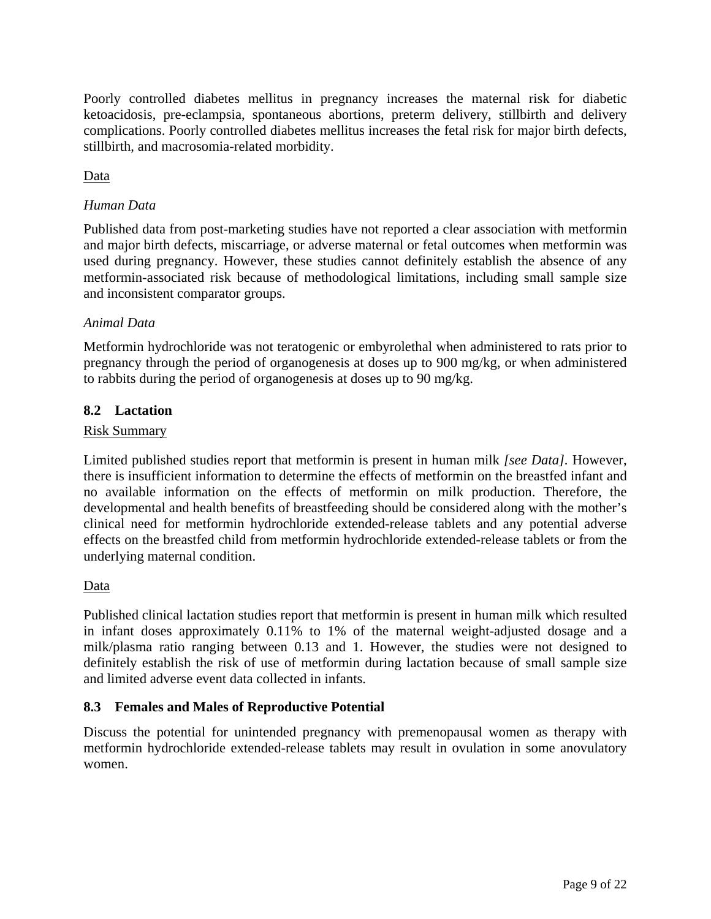Poorly controlled diabetes mellitus in pregnancy increases the maternal risk for diabetic ketoacidosis, pre-eclampsia, spontaneous abortions, preterm delivery, stillbirth and delivery complications. Poorly controlled diabetes mellitus increases the fetal risk for major birth defects, stillbirth, and macrosomia-related morbidity.

<u>Data</u>

*Human Data*

Published data from post-marketing studies have not reported a clear association with metformin and major birth defects, miscarriage, or adverse maternal or fetal outcomes when metformin was used during pregnancy. However, these studies cannot definitely establish the absence of any metformin-associated risk because of methodological limitations, including small sample size and inconsistent comparator groups.

*Animal Data*

Metformin hydrochloride was not teratogenic or embyrolethal when administered to rats prior to pregnancy through the period of organogenesis at doses up to 900 mg/kg, or when administered to rabbits during the period of organogenesis at doses up to 90 mg/kg.

### 8.2 Lactation

<u>Risk Summary</u>

Limited published studies report that metformin is present in human milk *[see Data]*. However, there is insufficient information to determine the effects of metformin on the breastfed infant and no available information on the effects of metformin on milk production. Therefore, the developmental and health benefits of breastfeeding should be considered along with the mother's clinical need for metformin hydrochloride extended-release tablets and any potential adverse effects on the breastfed child from metformin hydrochloride extended-release tablets or from the underlying maternal condition.

<u>Data</u>

Published clinical lactation studies report that metformin is present in human milk which resulted in infant doses approximately 0.11% to 1% of the maternal weight-adjusted dosage and a milk/plasma ratio ranging between 0.13 and 1. However, the studies were not designed to definitely establish the risk of use of metformin during lactation because of small sample size and limited adverse event data collected in infants.

### 8.3 Females and Males of Reproductive Potential

Discuss the potential for unintended pregnancy with premenopausal women as therapy with metformin hydrochloride extended-release tablets may result in ovulation in some anovulatory women.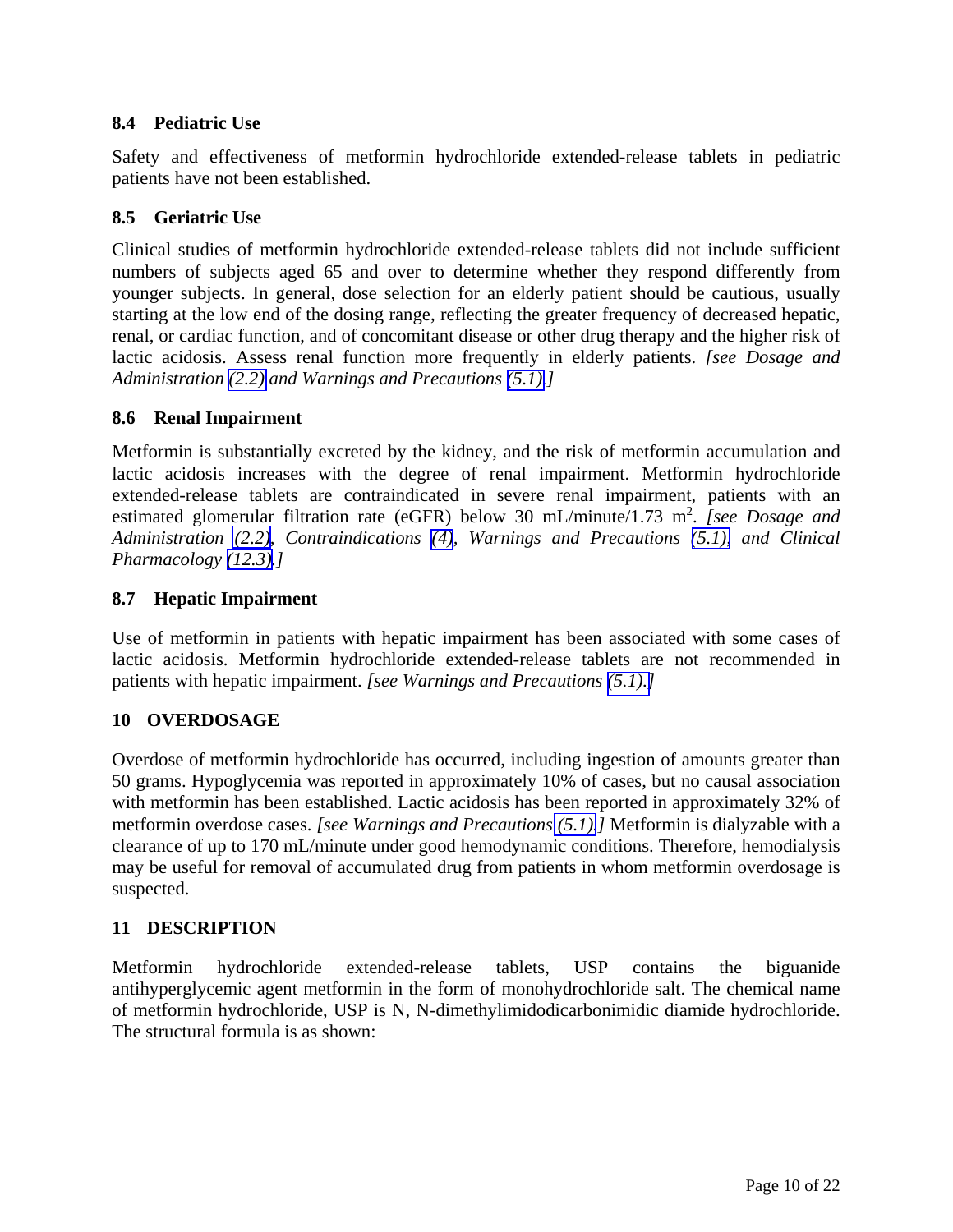### 8.4 Pediatric Use

Safety and effectiveness of metformin hydrochloride extended-release tablets in pediatric patients have not been established.

### 8.5 Geriatric Use

Clinical studies of metformin hydrochloride extended-release tablets did not include sufficient numbers of subjects aged 65 and over to determine whether they respond differently from younger subjects. In general, dose selection for an elderly patient should be cautious, usually starting at the low end of the dosing range, reflecting the greater frequency of decreased hepatic, renal, or cardiac function, and of concomitant disease or other drug therapy and the higher risk of lactic acidosis. Assess renal function more frequently in elderly patients. *[see Dosage and Administration (2.2) and Warnings and Precautions (5.1)]*

### 8.6 Renal Impairment

Metformin is substantially excreted by the kidney, and the risk of metformin accumulation and lactic acidosis increases with the degree of renal impairment. Metformin hydrochloride extended-release tablets are contraindicated in severe renal impairment, patients with an estimated glomerular filtration rate (eGFR) below 30 mL/minute/1.73 $m^2$. *[see Dosage and Administration (2.2), Contraindications (4), Warnings and Precautions (5.1), and Clinical Pharmacology (12.3).]*

### 8.7 Hepatic Impairment

Use of metformin in patients with hepatic impairment has been associated with some cases of lactic acidosis. Metformin hydrochloride extended-release tablets are not recommended in patients with hepatic impairment. *[see Warnings and Precautions (5.1).]*

## 10 OVERDOSAGE

Overdose of metformin hydrochloride has occurred, including ingestion of amounts greater than 50 grams. Hypoglycemia was reported in approximately 10% of cases, but no causal association with metformin has been established. Lactic acidosis has been reported in approximately 32% of metformin overdose cases. *[see Warnings and Precautions (5.1).]* Metformin is dialyzable with a clearance of up to 170 mL/minute under good hemodynamic conditions. Therefore, hemodialysis may be useful for removal of accumulated drug from patients in whom metformin overdosage is suspected.

## 11 DESCRIPTION

Metformin hydrochloride extended-release tablets, USP contains the biguanide antihyperglycemic agent metformin in the form of monohydrochloride salt. The chemical name of metformin hydrochloride, USP is N, N-dimethylimidodicarbonimidic diamide hydrochloride. The structural formula is as shown: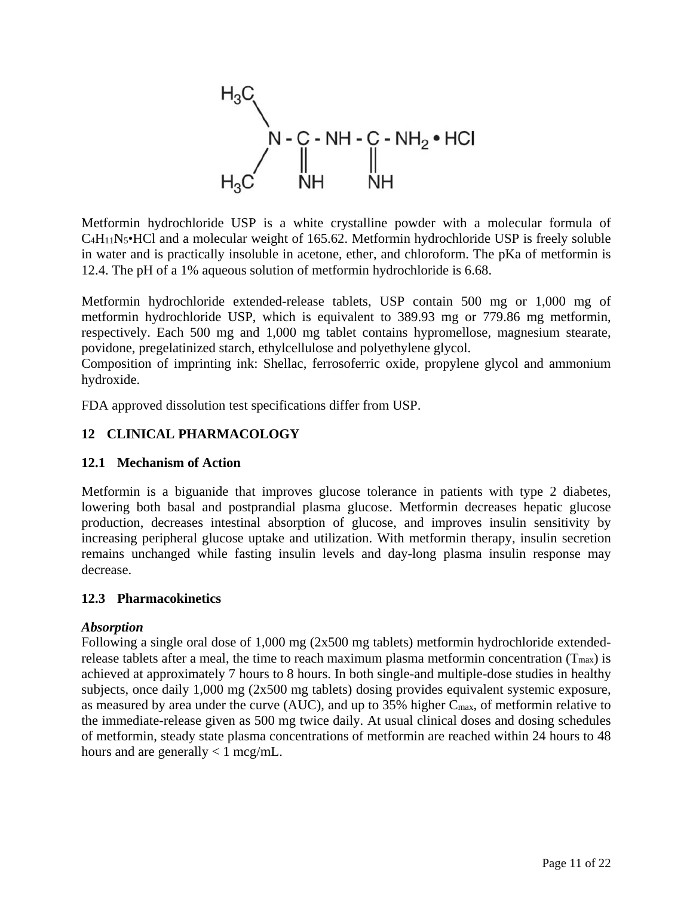Metformin hydrochloride USP is a white crystalline powder with a molecular formula of $C_4H_{11}N_5$•HCl and a molecular weight of 165.62. Metformin hydrochloride USP is freely soluble in water and is practically insoluble in acetone, ether, and chloroform. The pKa of metformin is 12.4. The pH of a 1% aqueous solution of metformin hydrochloride is 6.68.

Metformin hydrochloride extended-release tablets, USP contain 500 mg or 1,000 mg of metformin hydrochloride USP, which is equivalent to 389.93 mg or 779.86 mg metformin, respectively. Each 500 mg and 1,000 mg tablet contains hypromellose, magnesium stearate, povidone, pregelatinized starch, ethylcellulose and polyethylene glycol.
Composition of imprinting ink: Shellac, ferrosoferric oxide, propylene glycol and ammonium hydroxide.

FDA approved dissolution test specifications differ from USP.

## 12 CLINICAL PHARMACOLOGY

### 12.1 Mechanism of Action

Metformin is a biguanide that improves glucose tolerance in patients with type 2 diabetes, lowering both basal and postprandial plasma glucose. Metformin decreases hepatic glucose production, decreases intestinal absorption of glucose, and improves insulin sensitivity by increasing peripheral glucose uptake and utilization. With metformin therapy, insulin secretion remains unchanged while fasting insulin levels and day-long plasma insulin response may decrease.

### 12.3 Pharmacokinetics

***Absorption***
Following a single oral dose of 1,000 mg (2x500 mg tablets) metformin hydrochloride extended-release tablets after a meal, the time to reach maximum plasma metformin concentration ($T_{max}$) is achieved at approximately 7 hours to 8 hours. In both single-and multiple-dose studies in healthy subjects, once daily 1,000 mg (2x500 mg tablets) dosing provides equivalent systemic exposure, as measured by area under the curve (AUC), and up to 35% higher $C_{max}$, of metformin relative to the immediate-release given as 500 mg twice daily. At usual clinical doses and dosing schedules of metformin, steady state plasma concentrations of metformin are reached within 24 hours to 48 hours and are generally < 1 mcg/mL.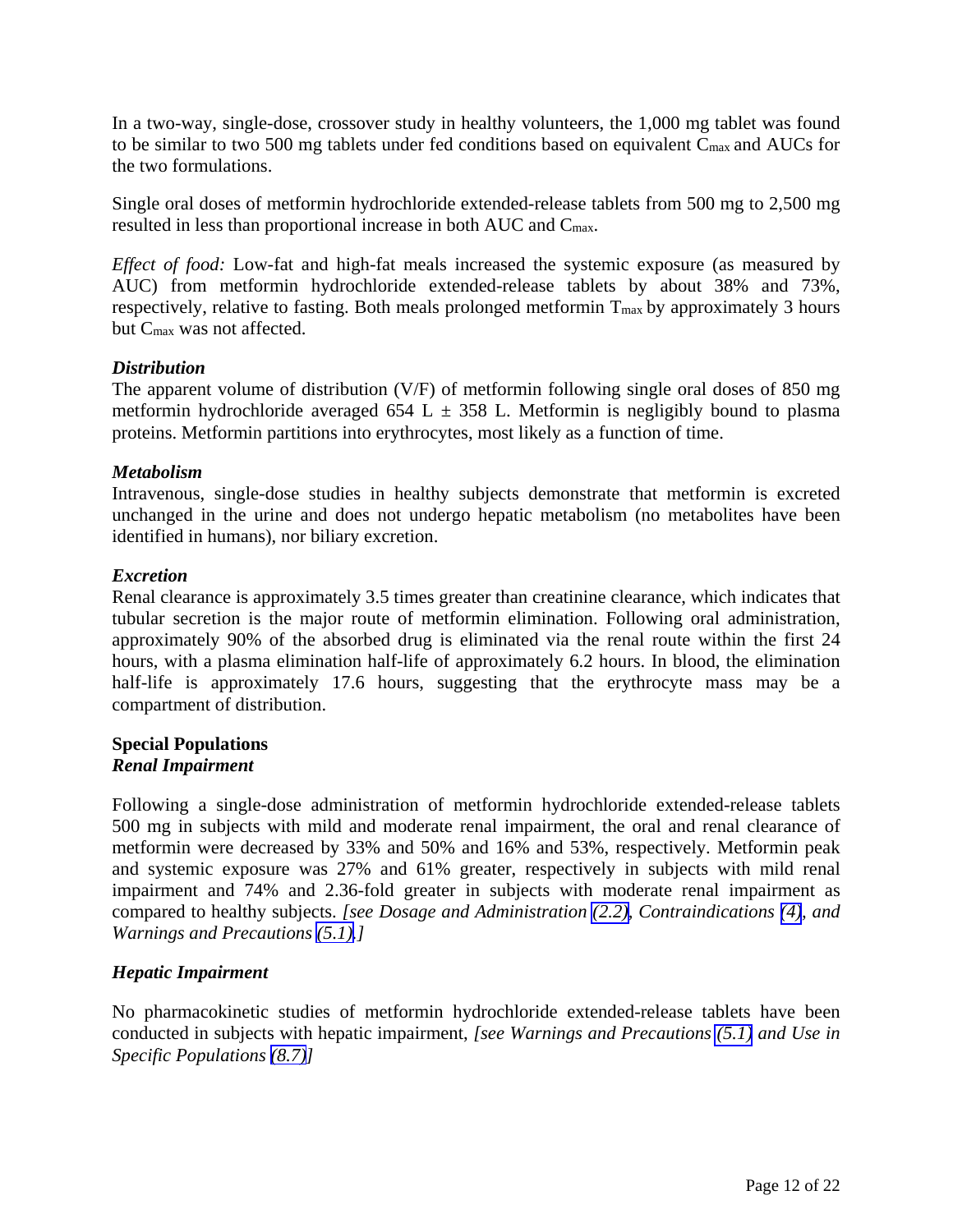In a two-way, single-dose, crossover study in healthy volunteers, the 1,000 mg tablet was found to be similar to two 500 mg tablets under fed conditions based on equivalent $C_{max}$ and AUCs for the two formulations.

Single oral doses of metformin hydrochloride extended-release tablets from 500 mg to 2,500 mg resulted in less than proportional increase in both AUC and $C_{max}$.

*Effect of food:* Low-fat and high-fat meals increased the systemic exposure (as measured by AUC) from metformin hydrochloride extended-release tablets by about 38% and 73%, respectively, relative to fasting. Both meals prolonged metformin $T_{max}$ by approximately 3 hours but $C_{max}$ was not affected.

***Distribution***

The apparent volume of distribution (V/F) of metformin following single oral doses of 850 mg metformin hydrochloride averaged 654 L ± 358 L. Metformin is negligibly bound to plasma proteins. Metformin partitions into erythrocytes, most likely as a function of time.

***Metabolism***

Intravenous, single-dose studies in healthy subjects demonstrate that metformin is excreted unchanged in the urine and does not undergo hepatic metabolism (no metabolites have been identified in humans), nor biliary excretion.

***Excretion***

Renal clearance is approximately 3.5 times greater than creatinine clearance, which indicates that tubular secretion is the major route of metformin elimination. Following oral administration, approximately 90% of the absorbed drug is eliminated via the renal route within the first 24 hours, with a plasma elimination half-life of approximately 6.2 hours. In blood, the elimination half-life is approximately 17.6 hours, suggesting that the erythrocyte mass may be a compartment of distribution.

**Special Populations**

***Renal Impairment***

Following a single-dose administration of metformin hydrochloride extended-release tablets 500 mg in subjects with mild and moderate renal impairment, the oral and renal clearance of metformin were decreased by 33% and 50% and 16% and 53%, respectively. Metformin peak and systemic exposure was 27% and 61% greater, respectively in subjects with mild renal impairment and 74% and 2.36-fold greater in subjects with moderate renal impairment as compared to healthy subjects. *[see Dosage and Administration (2.2), Contraindications (4), and Warnings and Precautions (5.1).]*

***Hepatic Impairment***

No pharmacokinetic studies of metformin hydrochloride extended-release tablets have been conducted in subjects with hepatic impairment, *[see Warnings and Precautions (5.1) and Use in Specific Populations (8.7)]*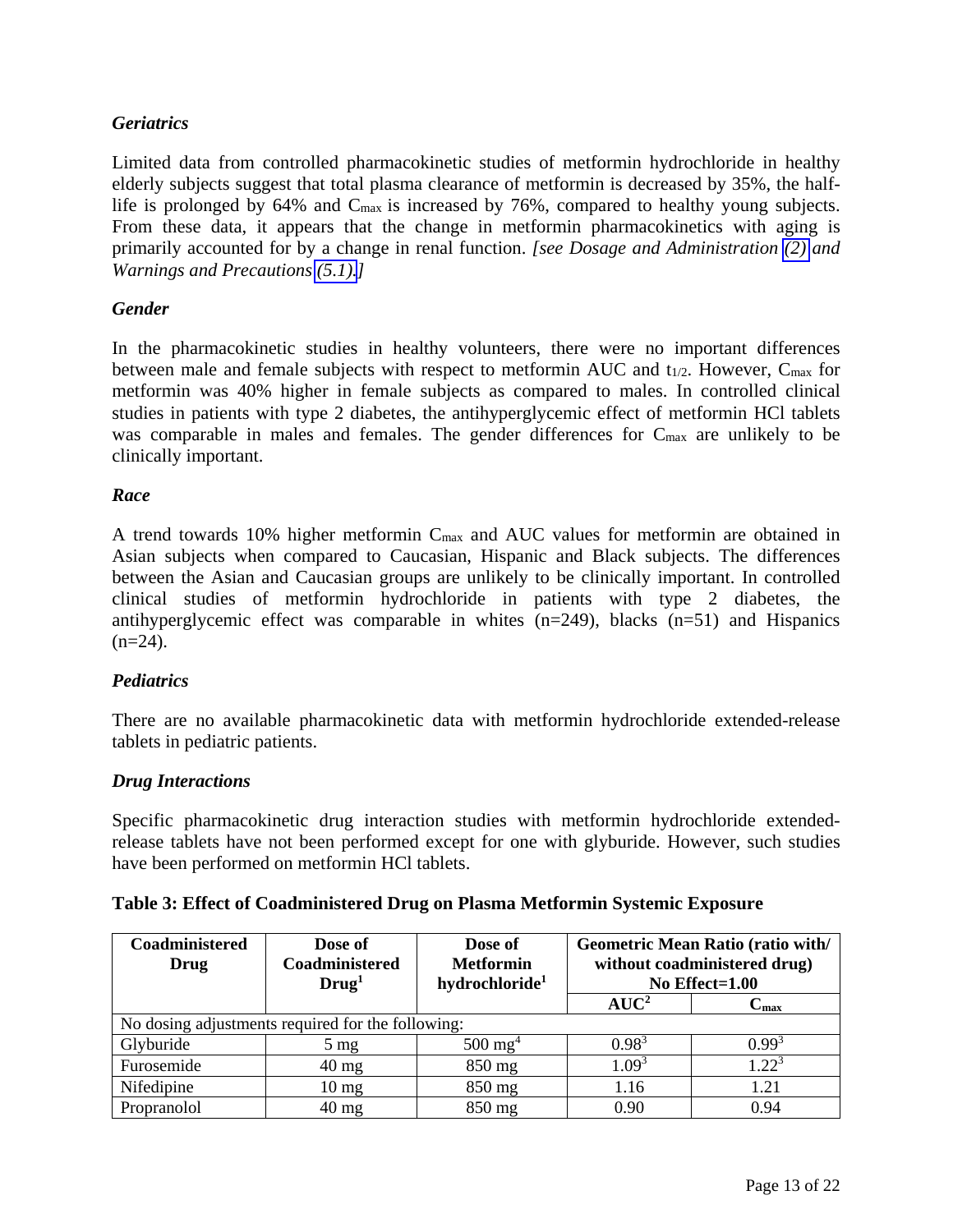### *Geriatrics*

Limited data from controlled pharmacokinetic studies of metformin hydrochloride in healthy elderly subjects suggest that total plasma clearance of metformin is decreased by 35%, the half-life is prolonged by 64% and $C_{max}$ is increased by 76%, compared to healthy young subjects. From these data, it appears that the change in metformin pharmacokinetics with aging is primarily accounted for by a change in renal function. *[see Dosage and Administration (2) and Warnings and Precautions (5.1).]*

### *Gender*

In the pharmacokinetic studies in healthy volunteers, there were no important differences between male and female subjects with respect to metformin AUC and $t_{1/2}$. However, $C_{max}$ for metformin was 40% higher in female subjects as compared to males. In controlled clinical studies in patients with type 2 diabetes, the antihyperglycemic effect of metformin HCl tablets was comparable in males and females. The gender differences for $C_{max}$ are unlikely to be clinically important.

### *Race*

A trend towards 10% higher metformin $C_{max}$ and AUC values for metformin are obtained in Asian subjects when compared to Caucasian, Hispanic and Black subjects. The differences between the Asian and Caucasian groups are unlikely to be clinically important. In controlled clinical studies of metformin hydrochloride in patients with type 2 diabetes, the antihyperglycemic effect was comparable in whites (n=249), blacks (n=51) and Hispanics (n=24).

### *Pediatrics*

There are no available pharmacokinetic data with metformin hydrochloride extended-release tablets in pediatric patients.

### *Drug Interactions*

Specific pharmacokinetic drug interaction studies with metformin hydrochloride extended-release tablets have not been performed except for one with glyburide. However, such studies have been performed on metformin HCl tablets.

**Table 3: Effect of Coadministered Drug on Plasma Metformin Systemic Exposure**

| Coadministered Drug | Dose of Coadministered Drug[1] | Dose of Metformin hydrochloride[1] | Geometric Mean Ratio (ratio with/ without coadministered drug) No Effect=1.00 | |
|---|---|---|---|---|
| | | | AUC[2] | $C_{max}$ |
| No dosing adjustments required for the following: | | | | |
| Glyburide | 5 mg | 500 mg[4] | 0.98[3] | 0.99[3] |
| Furosemide | 40 mg | 850 mg | 1.09[3] | 1.22[3] |
| Nifedipine | 10 mg | 850 mg | 1.16 | 1.21 |
| Propranolol | 40 mg | 850 mg | 0.90 | 0.94 |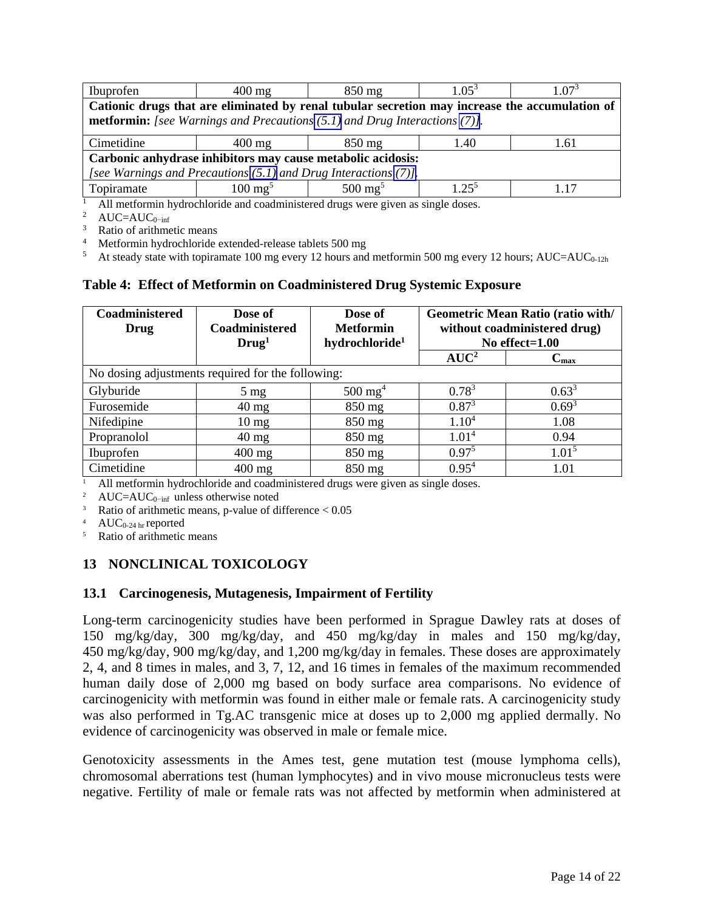| Ibuprofen | 400 mg | 850 mg | 1.05[3] | 1.07[3] |
|---|---|---|---|---|
| **Cationic drugs that are eliminated by renal tubular secretion may increase the accumulation of metformin:** *[see Warnings and Precautions (5.1) and Drug Interactions (7)].* | | | | |
| Cimetidine | 400 mg | 850 mg | 1.40 | 1.61 |
| **Carbonic anhydrase inhibitors may cause metabolic acidosis:** *[see Warnings and Precautions (5.1) and Drug Interactions (7)].* | | | | |
| Topiramate | 100 mg[5] | 500 mg[5] | 1.25[5] | 1.17 |

[1] All metformin hydrochloride and coadministered drugs were given as single doses.
[2] AUC=$AUC_{0-inf}$
[3] Ratio of arithmetic means
[4] Metformin hydrochloride extended-release tablets 500 mg
[5] At steady state with topiramate 100 mg every 12 hours and metformin 500 mg every 12 hours; AUC=$AUC_{0-12h}$

**Table 4: Effect of Metformin on Coadministered Drug Systemic Exposure**

| Coadministered Drug | Dose of Coadministered Drug[1] | Dose of Metformin hydrochloride[1] | Geometric Mean Ratio (ratio with/ without coadministered drug) No effect=1.00 | |
|---|---|---|---|---|
| | | | AUC[2] | $C_{max}$ |
| No dosing adjustments required for the following: | | | | |
| Glyburide | 5 mg | 500 mg[4] | 0.78[3] | 0.63[3] |
| Furosemide | 40 mg | 850 mg | 0.87[3] | 0.69[3] |
| Nifedipine | 10 mg | 850 mg | 1.10[4] | 1.08 |
| Propranolol | 40 mg | 850 mg | 1.01[4] | 0.94 |
| Ibuprofen | 400 mg | 850 mg | 0.97[5] | 1.01[5] |
| Cimetidine | 400 mg | 850 mg | 0.95[4] | 1.01 |

[1] All metformin hydrochloride and coadministered drugs were given as single doses.
[2] AUC=$AUC_{0-inf}$ unless otherwise noted
[3] Ratio of arithmetic means, p-value of difference < 0.05
[4] $AUC_{0-24\ hr}$ reported
[5] Ratio of arithmetic means

## 13 NONCLINICAL TOXICOLOGY

### 13.1 Carcinogenesis, Mutagenesis, Impairment of Fertility

Long-term carcinogenicity studies have been performed in Sprague Dawley rats at doses of 150 mg/kg/day, 300 mg/kg/day, and 450 mg/kg/day in males and 150 mg/kg/day, 450 mg/kg/day, 900 mg/kg/day, and 1,200 mg/kg/day in females. These doses are approximately 2, 4, and 8 times in males, and 3, 7, 12, and 16 times in females of the maximum recommended human daily dose of 2,000 mg based on body surface area comparisons. No evidence of carcinogenicity with metformin was found in either male or female rats. A carcinogenicity study was also performed in Tg.AC transgenic mice at doses up to 2,000 mg applied dermally. No evidence of carcinogenicity was observed in male or female mice.

Genotoxicity assessments in the Ames test, gene mutation test (mouse lymphoma cells), chromosomal aberrations test (human lymphocytes) and in vivo mouse micronucleus tests were negative. Fertility of male or female rats was not affected by metformin when administered at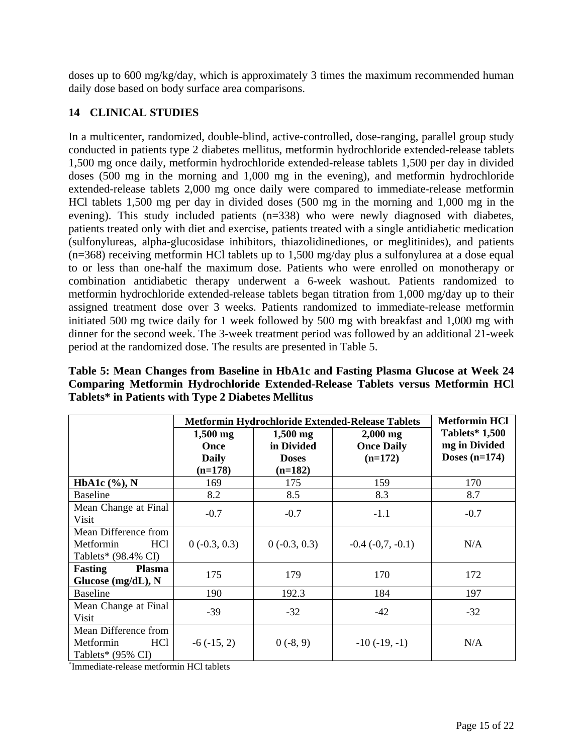doses up to 600 mg/kg/day, which is approximately 3 times the maximum recommended human daily dose based on body surface area comparisons.

## 14 CLINICAL STUDIES

In a multicenter, randomized, double-blind, active-controlled, dose-ranging, parallel group study conducted in patients type 2 diabetes mellitus, metformin hydrochloride extended-release tablets 1,500 mg once daily, metformin hydrochloride extended-release tablets 1,500 per day in divided doses (500 mg in the morning and 1,000 mg in the evening), and metformin hydrochloride extended-release tablets 2,000 mg once daily were compared to immediate-release metformin HCl tablets 1,500 mg per day in divided doses (500 mg in the morning and 1,000 mg in the evening). This study included patients (n=338) who were newly diagnosed with diabetes, patients treated only with diet and exercise, patients treated with a single antidiabetic medication (sulfonylureas, alpha-glucosidase inhibitors, thiazolidinediones, or meglitinides), and patients (n=368) receiving metformin HCl tablets up to 1,500 mg/day plus a sulfonylurea at a dose equal to or less than one-half the maximum dose. Patients who were enrolled on monotherapy or combination antidiabetic therapy underwent a 6-week washout. Patients randomized to metformin hydrochloride extended-release tablets began titration from 1,000 mg/day up to their assigned treatment dose over 3 weeks. Patients randomized to immediate-release metformin initiated 500 mg twice daily for 1 week followed by 500 mg with breakfast and 1,000 mg with dinner for the second week. The 3-week treatment period was followed by an additional 21-week period at the randomized dose. The results are presented in Table 5.

**Table 5: Mean Changes from Baseline in HbA1c and Fasting Plasma Glucose at Week 24 Comparing Metformin Hydrochloride Extended-Release Tablets versus Metformin HCl Tablets* in Patients with Type 2 Diabetes Mellitus**

| | Metformin Hydrochloride Extended-Release Tablets | | | Metformin HCl Tablets* 1,500 mg in Divided Doses (n=174) |
|---|---|---|---|---|
| | 1,500 mg Once Daily (n=178) | 1,500 mg in Divided Doses (n=182) | 2,000 mg Once Daily (n=172) | |
| **HbA1c (%), N** | 169 | 175 | 159 | 170 |
| Baseline | 8.2 | 8.5 | 8.3 | 8.7 |
| Mean Change at Final Visit | -0.7 | -0.7 | -1.1 | -0.7 |
| Mean Difference from Metformin HCl Tablets* (98.4% CI) | 0 (-0.3, 0.3) | 0 (-0.3, 0.3) | -0.4 (-0,7, -0.1) | N/A |
| **Fasting Plasma Glucose (mg/dL), N** | 175 | 179 | 170 | 172 |
| Baseline | 190 | 192.3 | 184 | 197 |
| Mean Change at Final Visit | -39 | -32 | -42 | -32 |
| Mean Difference from Metformin HCl Tablets* (95% CI) | -6 (-15, 2) | 0 (-8, 9) | -10 (-19, -1) | N/A |

*Immediate-release metformin HCl tablets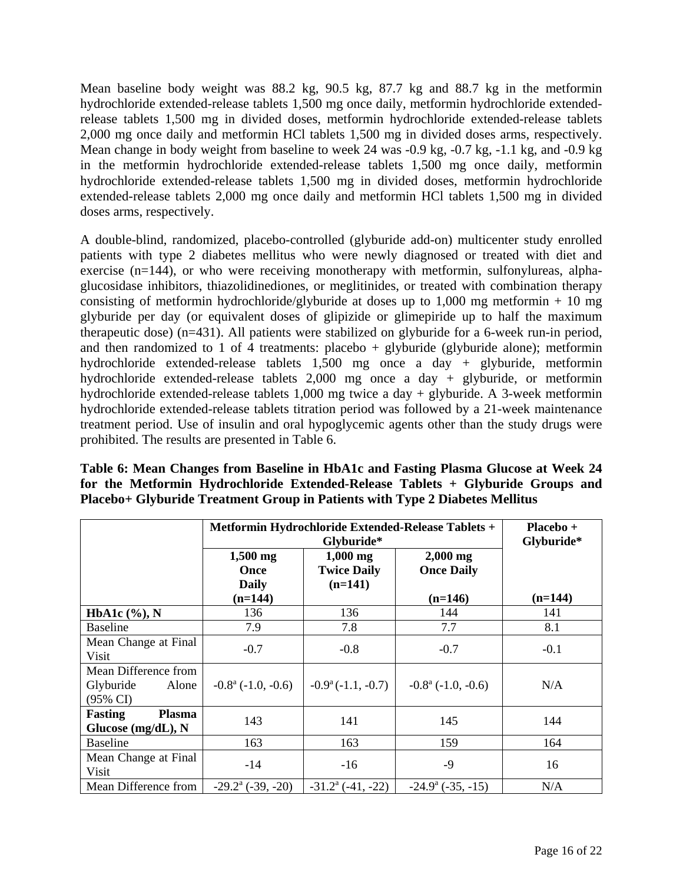Mean baseline body weight was 88.2 kg, 90.5 kg, 87.7 kg and 88.7 kg in the metformin hydrochloride extended-release tablets 1,500 mg once daily, metformin hydrochloride extended-release tablets 1,500 mg in divided doses, metformin hydrochloride extended-release tablets 2,000 mg once daily and metformin HCl tablets 1,500 mg in divided doses arms, respectively. Mean change in body weight from baseline to week 24 was -0.9 kg, -0.7 kg, -1.1 kg, and -0.9 kg in the metformin hydrochloride extended-release tablets 1,500 mg once daily, metformin hydrochloride extended-release tablets 1,500 mg in divided doses, metformin hydrochloride extended-release tablets 2,000 mg once daily and metformin HCl tablets 1,500 mg in divided doses arms, respectively.

A double-blind, randomized, placebo-controlled (glyburide add-on) multicenter study enrolled patients with type 2 diabetes mellitus who were newly diagnosed or treated with diet and exercise (n=144), or who were receiving monotherapy with metformin, sulfonylureas, alpha-glucosidase inhibitors, thiazolidinediones, or meglitinides, or treated with combination therapy consisting of metformin hydrochloride/glyburide at doses up to 1,000 mg metformin + 10 mg glyburide per day (or equivalent doses of glipizide or glimepiride up to half the maximum therapeutic dose) (n=431). All patients were stabilized on glyburide for a 6-week run-in period, and then randomized to 1 of 4 treatments: placebo + glyburide (glyburide alone); metformin hydrochloride extended-release tablets 1,500 mg once a day + glyburide, metformin hydrochloride extended-release tablets 2,000 mg once a day + glyburide, or metformin hydrochloride extended-release tablets 1,000 mg twice a day + glyburide. A 3-week metformin hydrochloride extended-release tablets titration period was followed by a 21-week maintenance treatment period. Use of insulin and oral hypoglycemic agents other than the study drugs were prohibited. The results are presented in Table 6.

**Table 6: Mean Changes from Baseline in HbA1c and Fasting Plasma Glucose at Week 24 for the Metformin Hydrochloride Extended-Release Tablets + Glyburide Groups and Placebo+ Glyburide Treatment Group in Patients with Type 2 Diabetes Mellitus**

| | **Metformin Hydrochloride Extended-Release Tablets + Glyburide*** | | | **Placebo + Glyburide*** |
|---|---|---|---|---|
| | **1,500 mg Once Daily (n=144)** | **1,000 mg Twice Daily (n=141)** | **2,000 mg Once Daily (n=146)** | **(n=144)** |
| **HbA1c (%), N** | 136 | 136 | 144 | 141 |
| Baseline | 7.9 | 7.8 | 7.7 | 8.1 |
| Mean Change at Final Visit | -0.7 | -0.8 | -0.7 | -0.1 |
| Mean Difference from Glyburide Alone (95% CI) | -0.8[a] (-1.0, -0.6) | -0.9[a] (-1.1, -0.7) | -0.8[a] (-1.0, -0.6) | N/A |
| **Fasting Plasma Glucose (mg/dL), N** | 143 | 141 | 145 | 144 |
| Baseline | 163 | 163 | 159 | 164 |
| Mean Change at Final Visit | -14 | -16 | -9 | 16 |
| Mean Difference from | -29.2[a] (-39, -20) | -31.2[a] (-41, -22) | -24.9[a] (-35, -15) | N/A |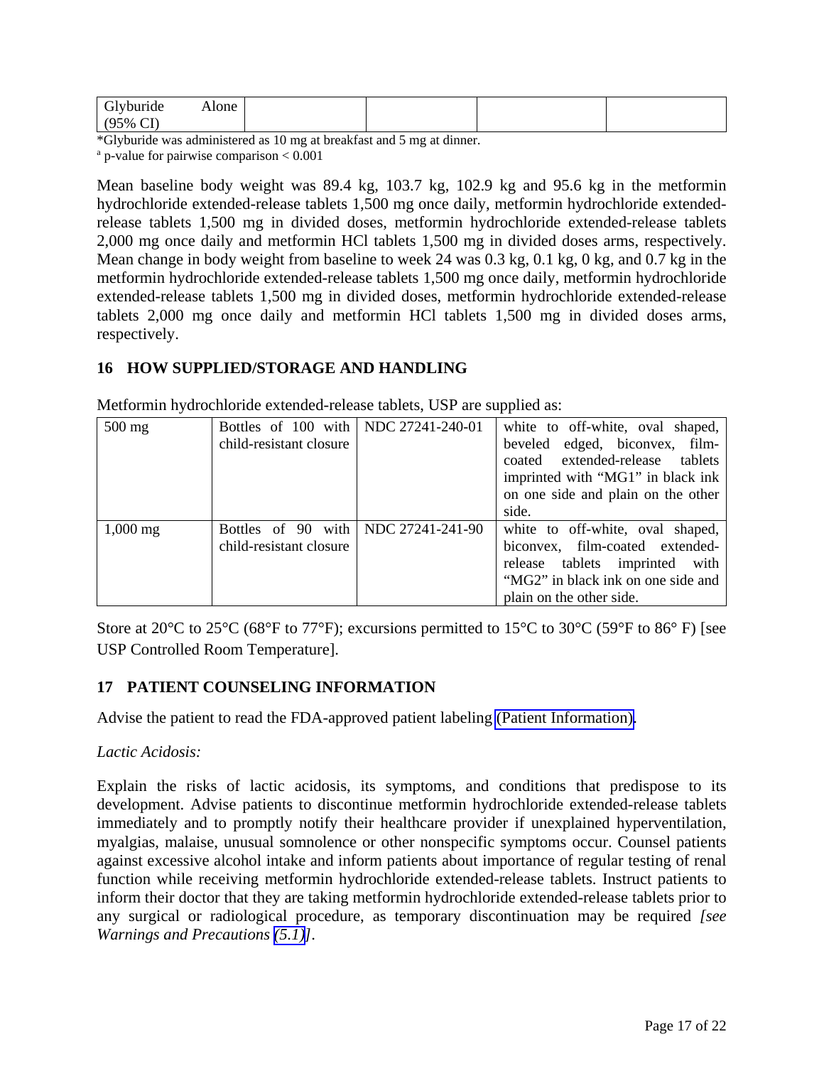| Glyburide Alone (95% CI) | | | | |
|---|---|---|---|---|

*Glyburide was administered as 10 mg at breakfast and 5 mg at dinner.
[a] p-value for pairwise comparison < 0.001

Mean baseline body weight was 89.4 kg, 103.7 kg, 102.9 kg and 95.6 kg in the metformin hydrochloride extended-release tablets 1,500 mg once daily, metformin hydrochloride extended-release tablets 1,500 mg in divided doses, metformin hydrochloride extended-release tablets 2,000 mg once daily and metformin HCl tablets 1,500 mg in divided doses arms, respectively. Mean change in body weight from baseline to week 24 was 0.3 kg, 0.1 kg, 0 kg, and 0.7 kg in the metformin hydrochloride extended-release tablets 1,500 mg once daily, metformin hydrochloride extended-release tablets 1,500 mg in divided doses, metformin hydrochloride extended-release tablets 2,000 mg once daily and metformin HCl tablets 1,500 mg in divided doses arms, respectively.

## 16 HOW SUPPLIED/STORAGE AND HANDLING

Metformin hydrochloride extended-release tablets, USP are supplied as:

| 500 mg | Bottles of 100 with child-resistant closure | NDC 27241-240-01 | white to off-white, oval shaped, beveled edged, biconvex, film-coated extended-release tablets imprinted with "MG1" in black ink on one side and plain on the other side. |
|---|---|---|---|
| 1,000 mg | Bottles of 90 with child-resistant closure | NDC 27241-241-90 | white to off-white, oval shaped, biconvex, film-coated extended-release tablets imprinted with "MG2" in black ink on one side and plain on the other side. |

Store at 20°C to 25°C (68°F to 77°F); excursions permitted to 15°C to 30°C (59°F to 86° F) [see USP Controlled Room Temperature].

## 17 PATIENT COUNSELING INFORMATION

Advise the patient to read the FDA-approved patient labeling (Patient Information).

*Lactic Acidosis:*

Explain the risks of lactic acidosis, its symptoms, and conditions that predispose to its development. Advise patients to discontinue metformin hydrochloride extended-release tablets immediately and to promptly notify their healthcare provider if unexplained hyperventilation, myalgias, malaise, unusual somnolence or other nonspecific symptoms occur. Counsel patients against excessive alcohol intake and inform patients about importance of regular testing of renal function while receiving metformin hydrochloride extended-release tablets. Instruct patients to inform their doctor that they are taking metformin hydrochloride extended-release tablets prior to any surgical or radiological procedure, as temporary discontinuation may be required *[see Warnings and Precautions (5.1)]*.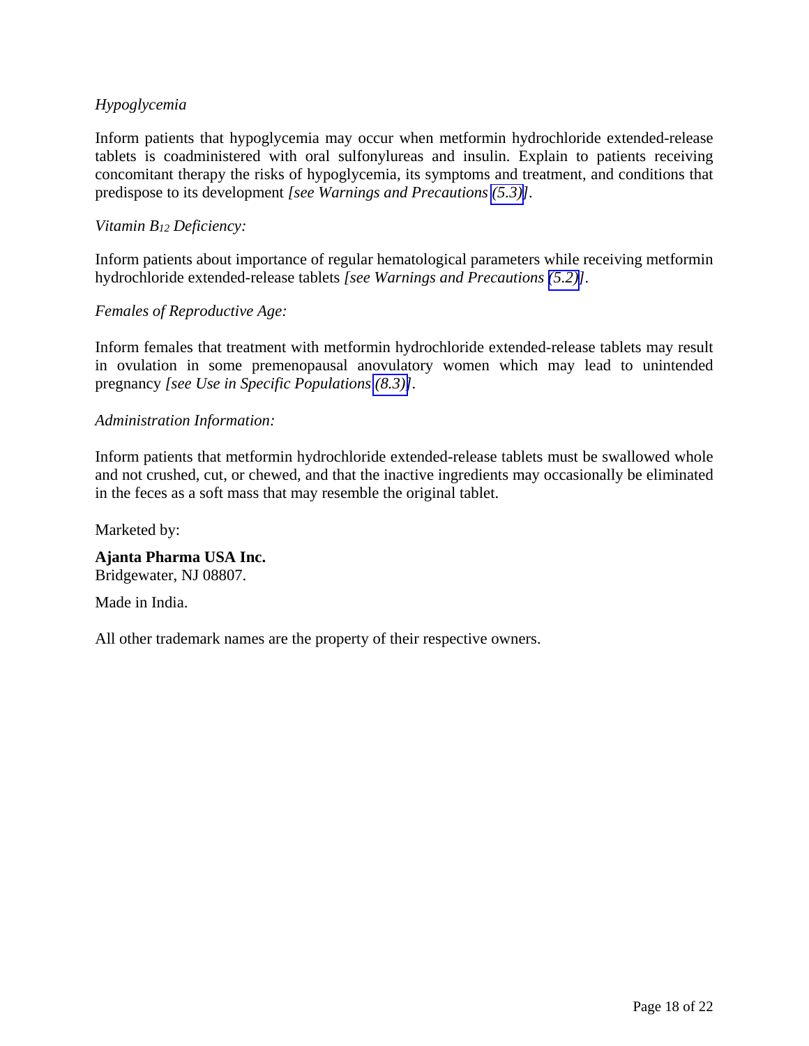*Hypoglycemia*

Inform patients that hypoglycemia may occur when metformin hydrochloride extended-release tablets is coadministered with oral sulfonylureas and insulin. Explain to patients receiving concomitant therapy the risks of hypoglycemia, its symptoms and treatment, and conditions that predispose to its development *[see Warnings and Precautions (5.3)]*.

*Vitamin $B_{12}$ Deficiency:*

Inform patients about importance of regular hematological parameters while receiving metformin hydrochloride extended-release tablets *[see Warnings and Precautions (5.2)]*.

*Females of Reproductive Age:*

Inform females that treatment with metformin hydrochloride extended-release tablets may result in ovulation in some premenopausal anovulatory women which may lead to unintended pregnancy *[see Use in Specific Populations (8.3)]*.

*Administration Information:*

Inform patients that metformin hydrochloride extended-release tablets must be swallowed whole and not crushed, cut, or chewed, and that the inactive ingredients may occasionally be eliminated in the feces as a soft mass that may resemble the original tablet.

Marketed by:

**Ajanta Pharma USA Inc.**
Bridgewater, NJ 08807.

Made in India.

All other trademark names are the property of their respective owners.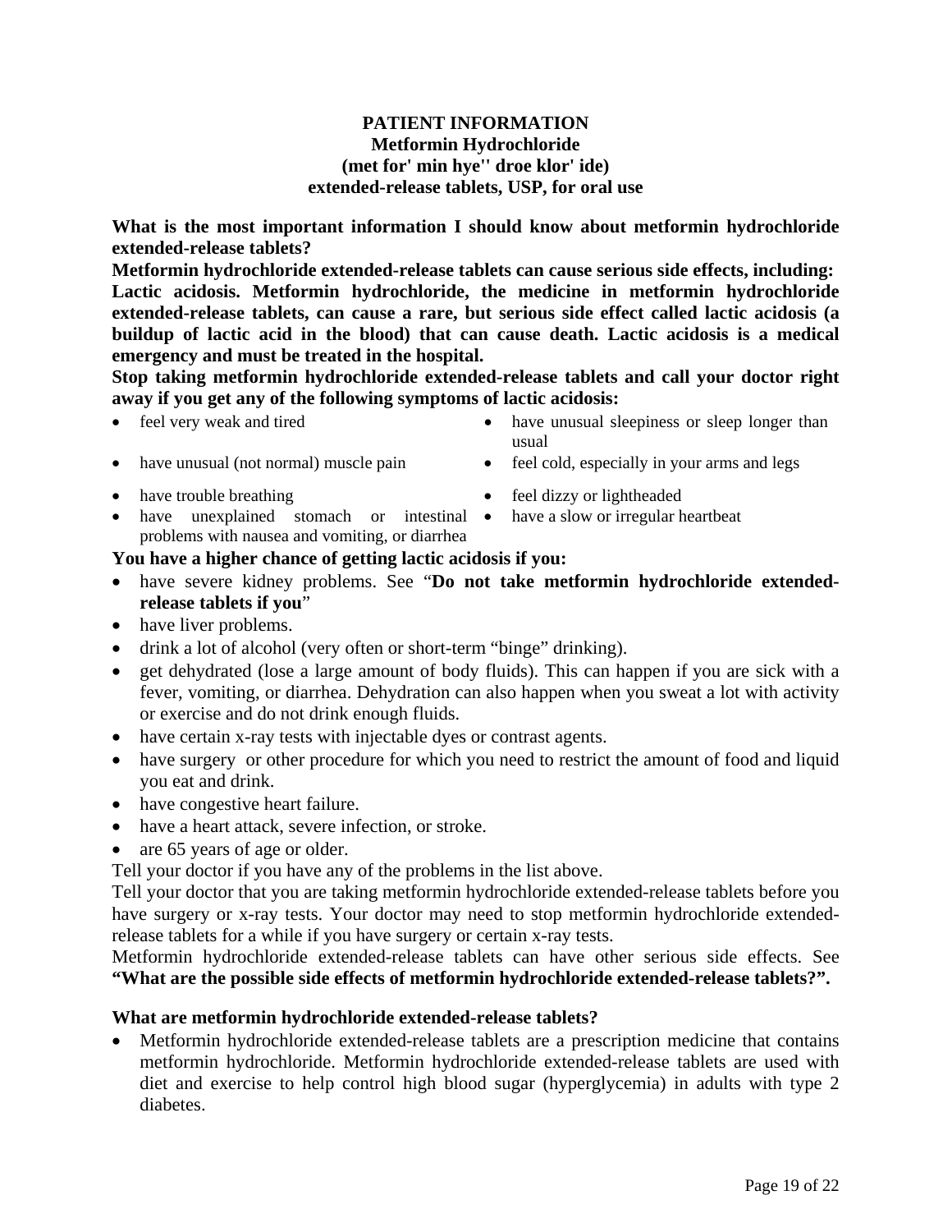**PATIENT INFORMATION**
**Metformin Hydrochloride**
**(met for' min hye'' droe klor' ide)**
**extended-release tablets, USP, for oral use**

**What is the most important information I should know about metformin hydrochloride extended-release tablets?**

**Metformin hydrochloride extended-release tablets can cause serious side effects, including:**
**Lactic acidosis. Metformin hydrochloride, the medicine in metformin hydrochloride extended-release tablets, can cause a rare, but serious side effect called lactic acidosis (a buildup of lactic acid in the blood) that can cause death. Lactic acidosis is a medical emergency and must be treated in the hospital.**

**Stop taking metformin hydrochloride extended-release tablets and call your doctor right away if you get any of the following symptoms of lactic acidosis:**

- feel very weak and tired
- have unusual (not normal) muscle pain
- have trouble breathing
- have unexplained stomach or intestinal problems with nausea and vomiting, or diarrhea
- have unusual sleepiness or sleep longer than usual
- feel cold, especially in your arms and legs
- feel dizzy or lightheaded
- have a slow or irregular heartbeat

**You have a higher chance of getting lactic acidosis if you:**

- have severe kidney problems. See "**Do not take metformin hydrochloride extended-release tablets if you**"
- have liver problems.
- drink a lot of alcohol (very often or short-term "binge" drinking).
- get dehydrated (lose a large amount of body fluids). This can happen if you are sick with a fever, vomiting, or diarrhea. Dehydration can also happen when you sweat a lot with activity or exercise and do not drink enough fluids.
- have certain x-ray tests with injectable dyes or contrast agents.
- have surgery or other procedure for which you need to restrict the amount of food and liquid you eat and drink.
- have congestive heart failure.
- have a heart attack, severe infection, or stroke.
- are 65 years of age or older.

Tell your doctor if you have any of the problems in the list above.

Tell your doctor that you are taking metformin hydrochloride extended-release tablets before you have surgery or x-ray tests. Your doctor may need to stop metformin hydrochloride extended-release tablets for a while if you have surgery or certain x-ray tests.

Metformin hydrochloride extended-release tablets can have other serious side effects. See **"What are the possible side effects of metformin hydrochloride extended-release tablets?".**

**What are metformin hydrochloride extended-release tablets?**

- Metformin hydrochloride extended-release tablets are a prescription medicine that contains metformin hydrochloride. Metformin hydrochloride extended-release tablets are used with diet and exercise to help control high blood sugar (hyperglycemia) in adults with type 2 diabetes.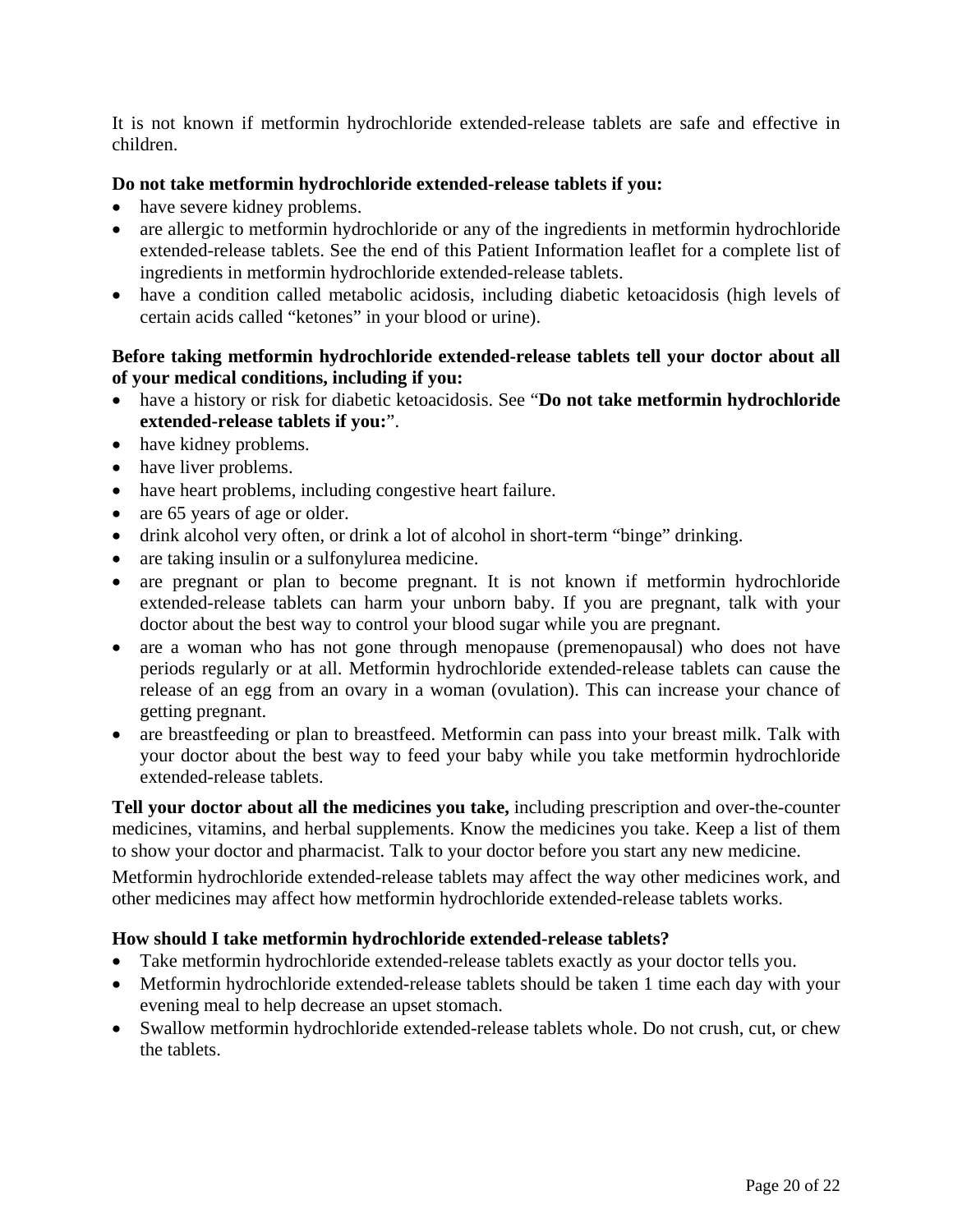It is not known if metformin hydrochloride extended-release tablets are safe and effective in children.

**Do not take metformin hydrochloride extended-release tablets if you:**

- have severe kidney problems.
- are allergic to metformin hydrochloride or any of the ingredients in metformin hydrochloride extended-release tablets. See the end of this Patient Information leaflet for a complete list of ingredients in metformin hydrochloride extended-release tablets.
- have a condition called metabolic acidosis, including diabetic ketoacidosis (high levels of certain acids called "ketones" in your blood or urine).

**Before taking metformin hydrochloride extended-release tablets tell your doctor about all of your medical conditions, including if you:**

- have a history or risk for diabetic ketoacidosis. See "**Do not take metformin hydrochloride extended-release tablets if you:**".
- have kidney problems.
- have liver problems.
- have heart problems, including congestive heart failure.
- are 65 years of age or older.
- drink alcohol very often, or drink a lot of alcohol in short-term "binge" drinking.
- are taking insulin or a sulfonylurea medicine.
- are pregnant or plan to become pregnant. It is not known if metformin hydrochloride extended-release tablets can harm your unborn baby. If you are pregnant, talk with your doctor about the best way to control your blood sugar while you are pregnant.
- are a woman who has not gone through menopause (premenopausal) who does not have periods regularly or at all. Metformin hydrochloride extended-release tablets can cause the release of an egg from an ovary in a woman (ovulation). This can increase your chance of getting pregnant.
- are breastfeeding or plan to breastfeed. Metformin can pass into your breast milk. Talk with your doctor about the best way to feed your baby while you take metformin hydrochloride extended-release tablets.

**Tell your doctor about all the medicines you take,** including prescription and over-the-counter medicines, vitamins, and herbal supplements. Know the medicines you take. Keep a list of them to show your doctor and pharmacist. Talk to your doctor before you start any new medicine.

Metformin hydrochloride extended-release tablets may affect the way other medicines work, and other medicines may affect how metformin hydrochloride extended-release tablets works.

**How should I take metformin hydrochloride extended-release tablets?**

- Take metformin hydrochloride extended-release tablets exactly as your doctor tells you.
- Metformin hydrochloride extended-release tablets should be taken 1 time each day with your evening meal to help decrease an upset stomach.
- Swallow metformin hydrochloride extended-release tablets whole. Do not crush, cut, or chew the tablets.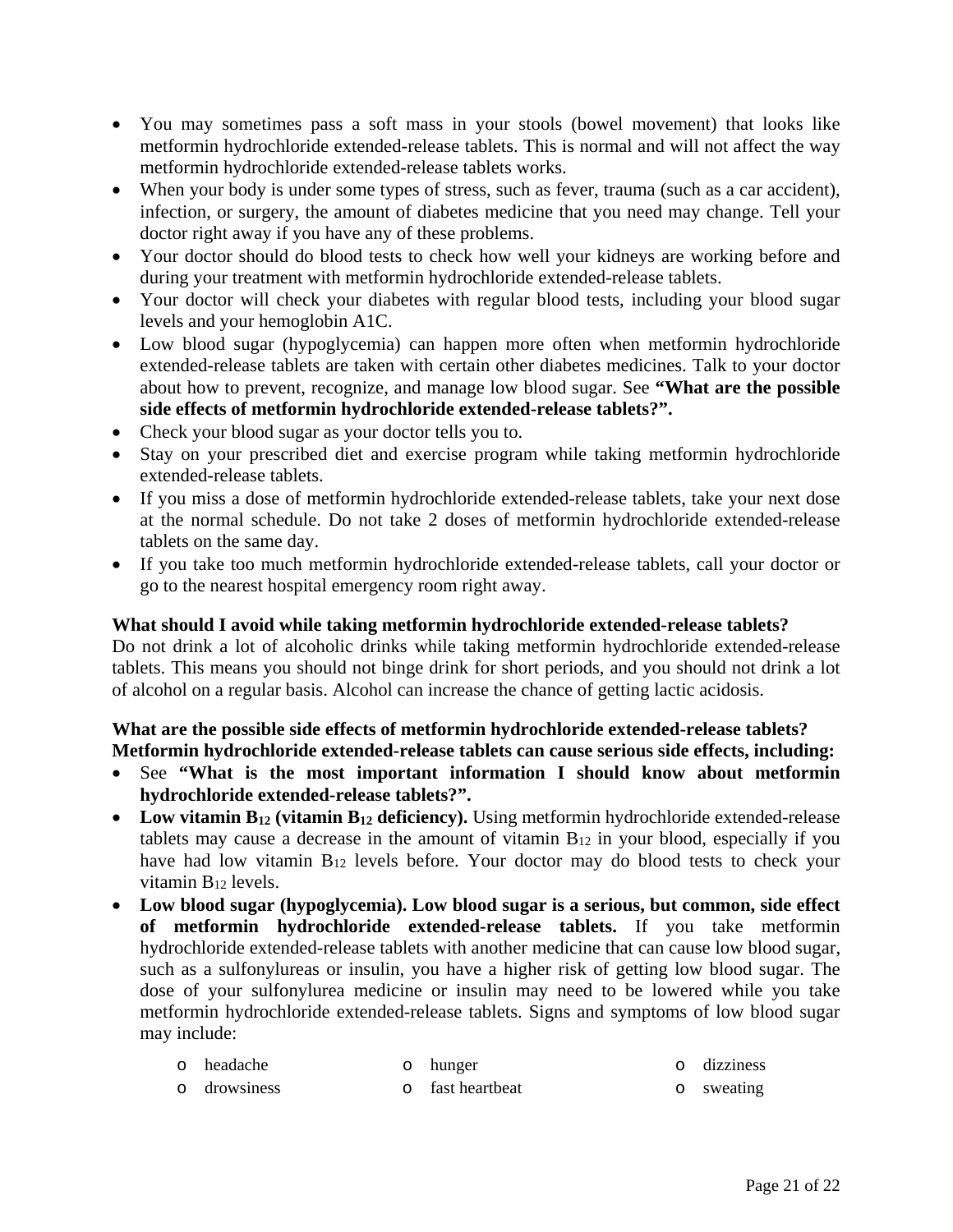- You may sometimes pass a soft mass in your stools (bowel movement) that looks like metformin hydrochloride extended-release tablets. This is normal and will not affect the way metformin hydrochloride extended-release tablets works.
- When your body is under some types of stress, such as fever, trauma (such as a car accident), infection, or surgery, the amount of diabetes medicine that you need may change. Tell your doctor right away if you have any of these problems.
- Your doctor should do blood tests to check how well your kidneys are working before and during your treatment with metformin hydrochloride extended-release tablets.
- Your doctor will check your diabetes with regular blood tests, including your blood sugar levels and your hemoglobin A1C.
- Low blood sugar (hypoglycemia) can happen more often when metformin hydrochloride extended-release tablets are taken with certain other diabetes medicines. Talk to your doctor about how to prevent, recognize, and manage low blood sugar. See **"What are the possible side effects of metformin hydrochloride extended-release tablets?".**
- Check your blood sugar as your doctor tells you to.
- Stay on your prescribed diet and exercise program while taking metformin hydrochloride extended-release tablets.
- If you miss a dose of metformin hydrochloride extended-release tablets, take your next dose at the normal schedule. Do not take 2 doses of metformin hydrochloride extended-release tablets on the same day.
- If you take too much metformin hydrochloride extended-release tablets, call your doctor or go to the nearest hospital emergency room right away.

**What should I avoid while taking metformin hydrochloride extended-release tablets?**

Do not drink a lot of alcoholic drinks while taking metformin hydrochloride extended-release tablets. This means you should not binge drink for short periods, and you should not drink a lot of alcohol on a regular basis. Alcohol can increase the chance of getting lactic acidosis.

**What are the possible side effects of metformin hydrochloride extended-release tablets?**
**Metformin hydrochloride extended-release tablets can cause serious side effects, including:**

- See **"What is the most important information I should know about metformin hydrochloride extended-release tablets?".**
- **Low vitamin $B_{12}$ (vitamin $B_{12}$ deficiency).** Using metformin hydrochloride extended-release tablets may cause a decrease in the amount of vitamin $B_{12}$ in your blood, especially if you have had low vitamin $B_{12}$ levels before. Your doctor may do blood tests to check your vitamin $B_{12}$ levels.
- **Low blood sugar (hypoglycemia). Low blood sugar is a serious, but common, side effect of metformin hydrochloride extended-release tablets.** If you take metformin hydrochloride extended-release tablets with another medicine that can cause low blood sugar, such as a sulfonylureas or insulin, you have a higher risk of getting low blood sugar. The dose of your sulfonylurea medicine or insulin may need to be lowered while you take metformin hydrochloride extended-release tablets. Signs and symptoms of low blood sugar may include:
  - headache
  - hunger
  - dizziness
  - drowsiness
  - fast heartbeat
  - sweating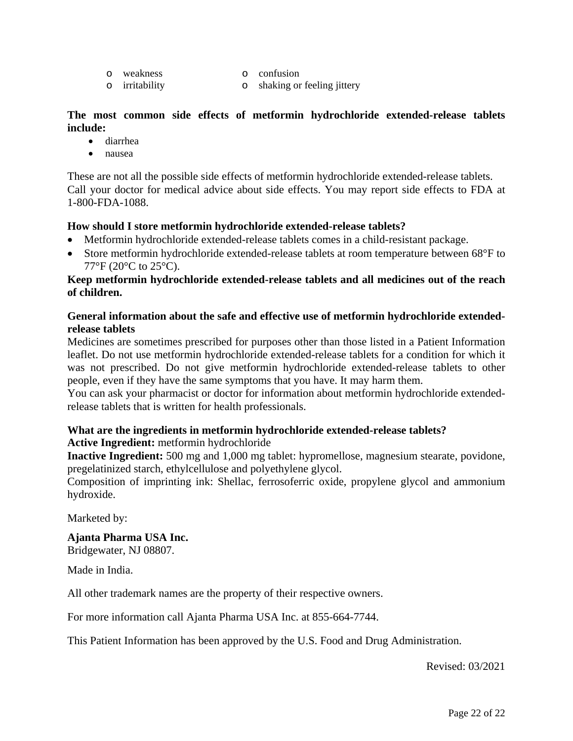- weakness
- irritability
- confusion
- shaking or feeling jittery

**The most common side effects of metformin hydrochloride extended-release tablets include:**

- diarrhea
- nausea

These are not all the possible side effects of metformin hydrochloride extended-release tablets. Call your doctor for medical advice about side effects. You may report side effects to FDA at 1-800-FDA-1088.

**How should I store metformin hydrochloride extended-release tablets?**

- Metformin hydrochloride extended-release tablets comes in a child-resistant package.
- Store metformin hydrochloride extended-release tablets at room temperature between 68°F to 77°F (20°C to 25°C).

**Keep metformin hydrochloride extended-release tablets and all medicines out of the reach of children.**

**General information about the safe and effective use of metformin hydrochloride extended-release tablets**

Medicines are sometimes prescribed for purposes other than those listed in a Patient Information leaflet. Do not use metformin hydrochloride extended-release tablets for a condition for which it was not prescribed. Do not give metformin hydrochloride extended-release tablets to other people, even if they have the same symptoms that you have. It may harm them.

You can ask your pharmacist or doctor for information about metformin hydrochloride extended-release tablets that is written for health professionals.

**What are the ingredients in metformin hydrochloride extended-release tablets?**

**Active Ingredient:** metformin hydrochloride

**Inactive Ingredient:** 500 mg and 1,000 mg tablet: hypromellose, magnesium stearate, povidone, pregelatinized starch, ethylcellulose and polyethylene glycol.

Composition of imprinting ink: Shellac, ferrosoferric oxide, propylene glycol and ammonium hydroxide.

Marketed by:

**Ajanta Pharma USA Inc.**
Bridgewater, NJ 08807.

Made in India.

All other trademark names are the property of their respective owners.

For more information call Ajanta Pharma USA Inc. at 855-664-7744.

This Patient Information has been approved by the U.S. Food and Drug Administration.

Revised: 03/2021